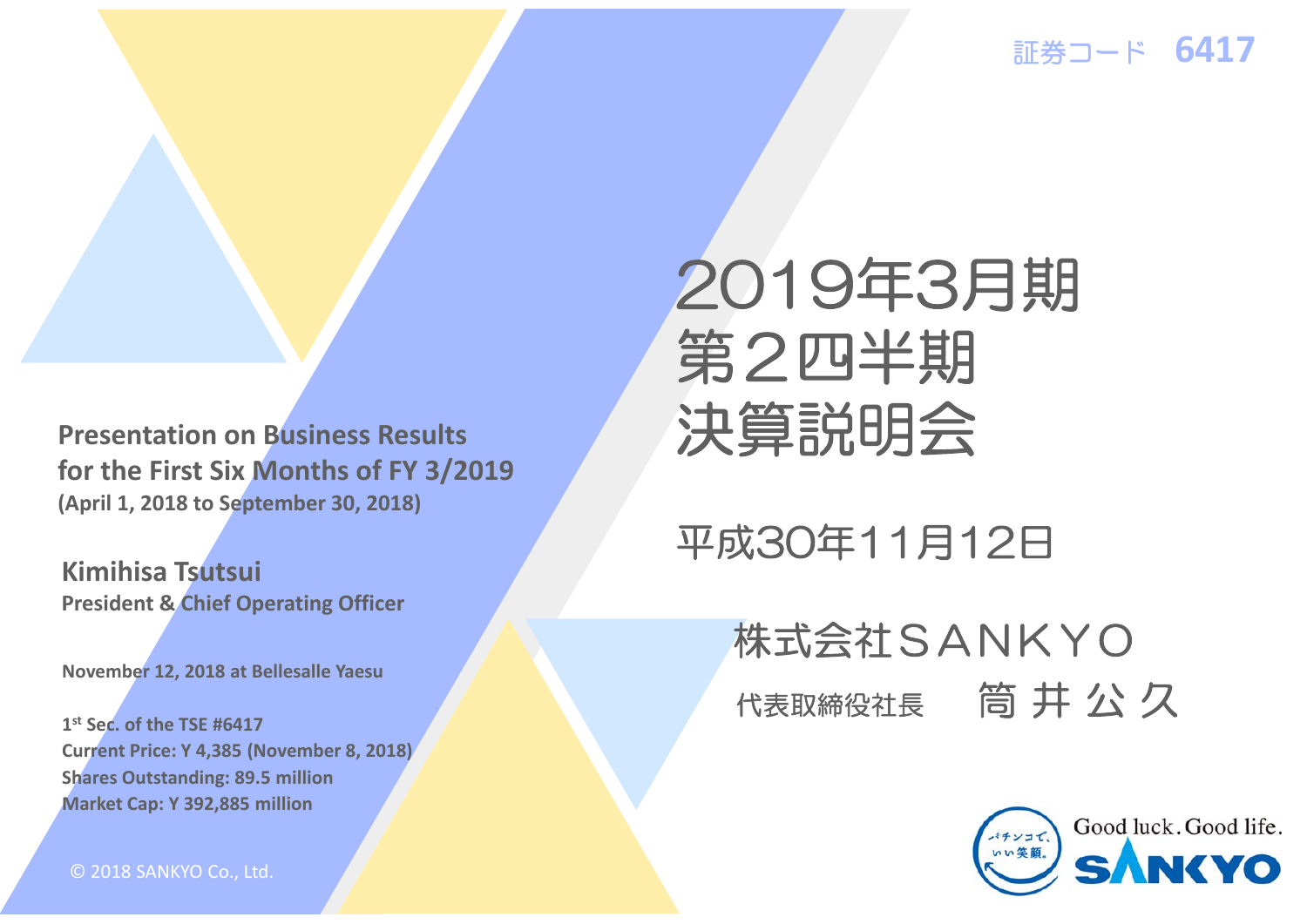証券コード　6417

# 2019年3月期
# 第２四半期
# 決算説明会

平成30年11月12日

株式会社ＳＡＮＫＹＯ

代表取締役社長　　筒 井 公 久

**Presentation on Business Results for the First Six Months of FY 3/2019**
**(April 1, 2018 to September 30, 2018)**

**Kimihisa Tsutsui**
**President & Chief Operating Officer**

**November 12, 2018 at Bellesalle Yaesu**

**1st Sec. of the TSE #6417**
**Current Price: Y 4,385 (November 8, 2018)**
**Shares Outstanding: 89.5 million**
**Market Cap: Y 392,885 million**

© 2018 SANKYO Co., Ltd.

パチンコで、いい笑顔。

Good luck. Good life.
SANKYO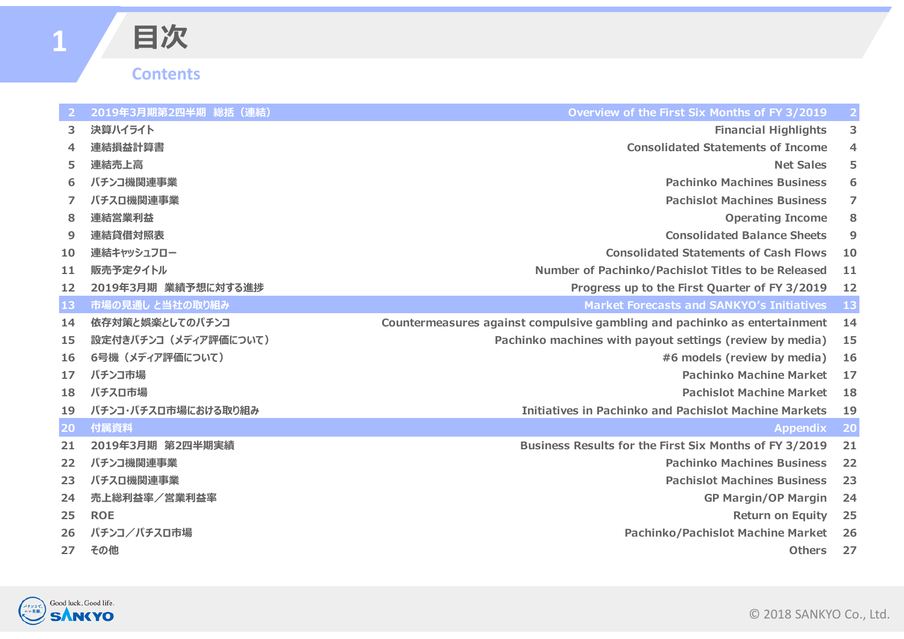# 目次

## Contents

| | | | |
|---|---|---|---|
| 2 | 2019年3月期第2四半期 総括（連結） | Overview of the First Six Months of FY 3/2019 | 2 |
| 3 | 決算ハイライト | Financial Highlights | 3 |
| 4 | 連結損益計算書 | Consolidated Statements of Income | 4 |
| 5 | 連結売上高 | Net Sales | 5 |
| 6 | パチンコ機関連事業 | Pachinko Machines Business | 6 |
| 7 | パチスロ機関連事業 | Pachislot Machines Business | 7 |
| 8 | 連結営業利益 | Operating Income | 8 |
| 9 | 連結貸借対照表 | Consolidated Balance Sheets | 9 |
| 10 | 連結キャッシュフロー | Consolidated Statements of Cash Flows | 10 |
| 11 | 販売予定タイトル | Number of Pachinko/Pachislot Titles to be Released | 11 |
| 12 | 2019年3月期 業績予想に対する進捗 | Progress up to the First Quarter of FY 3/2019 | 12 |
| 13 | 市場の見通し と当社の取り組み | Market Forecasts and SANKYO's Initiatives | 13 |
| 14 | 依存対策と娯楽としてのパチンコ | Countermeasures against compulsive gambling and pachinko as entertainment | 14 |
| 15 | 設定付きパチンコ（メディア評価について） | Pachinko machines with payout settings (review by media) | 15 |
| 16 | 6号機（メディア評価について） | #6 models (review by media) | 16 |
| 17 | パチンコ市場 | Pachinko Machine Market | 17 |
| 18 | パチスロ市場 | Pachislot Machine Market | 18 |
| 19 | パチンコ･パチスロ市場における取り組み | Initiatives in Pachinko and Pachislot Machine Markets | 19 |
| 20 | 付属資料 | Appendix | 20 |
| 21 | 2019年3月期 第2四半期実績 | Business Results for the First Six Months of FY 3/2019 | 21 |
| 22 | パチンコ機関連事業 | Pachinko Machines Business | 22 |
| 23 | パチスロ機関連事業 | Pachislot Machines Business | 23 |
| 24 | 売上総利益率／営業利益率 | GP Margin/OP Margin | 24 |
| 25 | ROE | Return on Equity | 25 |
| 26 | パチンコ／パチスロ市場 | Pachinko/Pachislot Machine Market | 26 |
| 27 | その他 | Others | 27 |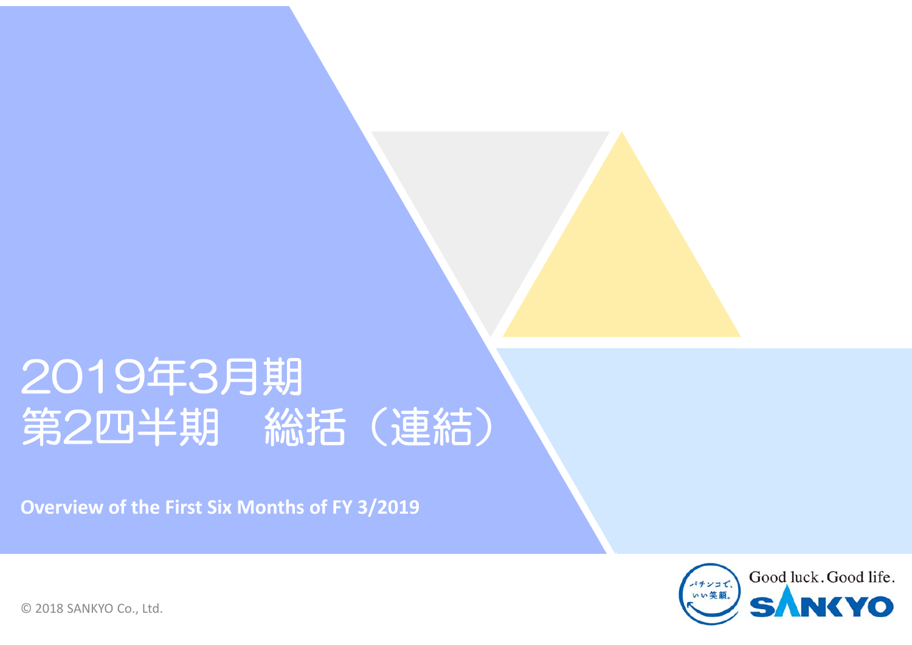# 2019年3月期
# 第2四半期　総括（連結）

**Overview of the First Six Months of FY 3/2019**

© 2018 SANKYO Co., Ltd.

パチンコで、いい笑顔。

Good luck. Good life.

SANKYO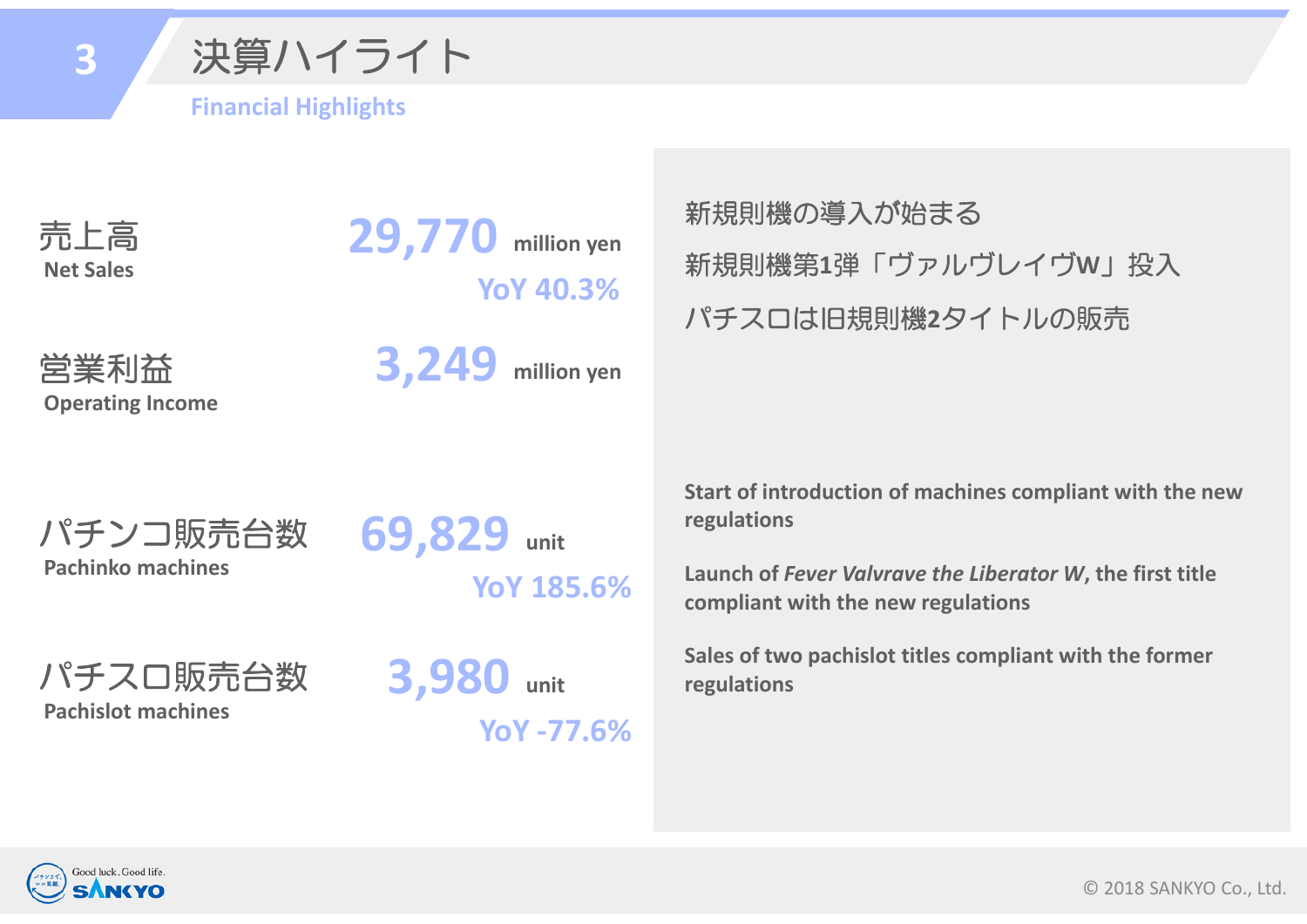# 3 決算ハイライト

## Financial Highlights

| | | |
|---|---|---|
| 売上高 Net Sales | 29,770 million yen | YoY 40.3% |
| 営業利益 Operating Income | 3,249 million yen | |
| パチンコ販売台数 Pachinko machines | 69,829 unit | YoY 185.6% |
| パチスロ販売台数 Pachislot machines | 3,980 unit | YoY -77.6% |

新規則機の導入が始まる

新規則機第1弾「ヴァルヴレイヴW」投入

パチスロは旧規則機2タイトルの販売

**Start of introduction of machines compliant with the new regulations**

**Launch of *Fever Valvrave the Liberator W*, the first title compliant with the new regulations**

**Sales of two pachislot titles compliant with the former regulations**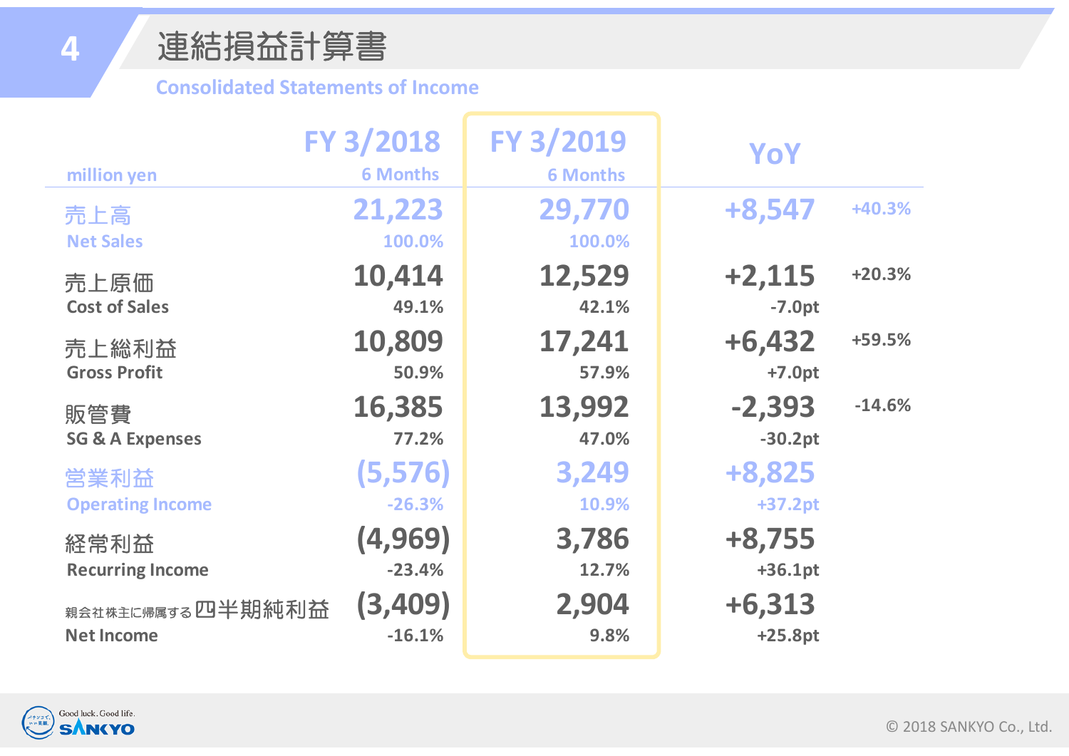# 連結損益計算書

## Consolidated Statements of Income

| million yen | FY 3/2018 6 Months | FY 3/2019 6 Months | YoY | |
|---|---|---|---|---|
| 売上高 Net Sales | 21,223 | 29,770 | +8,547 | +40.3% |
| | 100.0% | 100.0% | | |
| 売上原価 Cost of Sales | 10,414 | 12,529 | +2,115 | +20.3% |
| | 49.1% | 42.1% | -7.0pt | |
| 売上総利益 Gross Profit | 10,809 | 17,241 | +6,432 | +59.5% |
| | 50.9% | 57.9% | +7.0pt | |
| 販管費 SG & A Expenses | 16,385 | 13,992 | -2,393 | -14.6% |
| | 77.2% | 47.0% | -30.2pt | |
| 営業利益 Operating Income | (5,576) | 3,249 | +8,825 | |
| | -26.3% | 10.9% | +37.2pt | |
| 経常利益 Recurring Income | (4,969) | 3,786 | +8,755 | |
| | -23.4% | 12.7% | +36.1pt | |
| 親会社株主に帰属する四半期純利益 Net Income | (3,409) | 2,904 | +6,313 | |
| | -16.1% | 9.8% | +25.8pt | |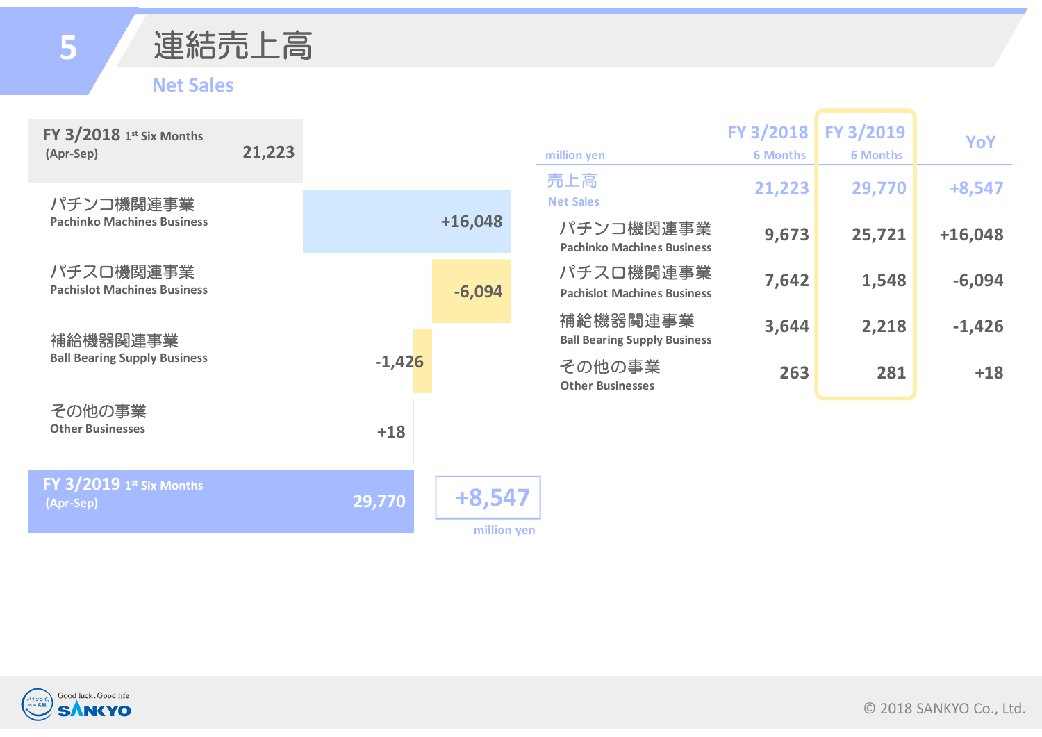# 連結売上高

## Net Sales

| | |
|---|---|
| FY 3/2018 1st Six Months (Apr-Sep) | 21,223 |
| パチンコ機関連事業 Pachinko Machines Business | +16,048 |
| パチスロ機関連事業 Pachislot Machines Business | -6,094 |
| 補給機器関連事業 Ball Bearing Supply Business | -1,426 |
| その他の事業 Other Businesses | +18 |
| FY 3/2019 1st Six Months (Apr-Sep) | 29,770 |

+8,547 million yen

| million yen | FY 3/2018 6 Months | FY 3/2019 6 Months | YoY |
|---|---|---|---|
| 売上高 Net Sales | 21,223 | 29,770 | +8,547 |
| パチンコ機関連事業 Pachinko Machines Business | 9,673 | 25,721 | +16,048 |
| パチスロ機関連事業 Pachislot Machines Business | 7,642 | 1,548 | -6,094 |
| 補給機器関連事業 Ball Bearing Supply Business | 3,644 | 2,218 | -1,426 |
| その他の事業 Other Businesses | 263 | 281 | +18 |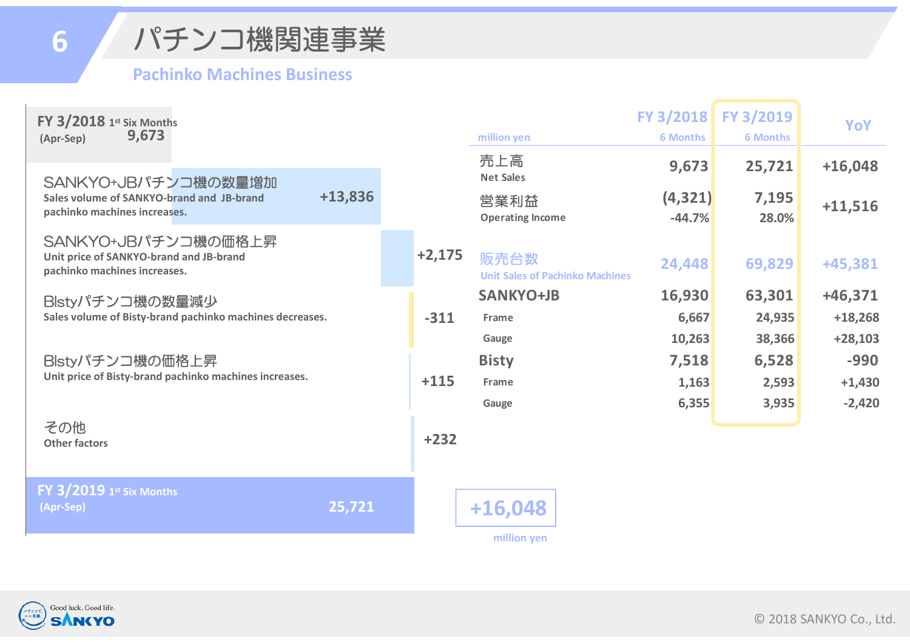# 6 パチンコ機関連事業

## Pachinko Machines Business

| | million yen |
|---|---|
| **FY 3/2018 1st Six Months (Apr-Sep)** | 9,673 |
| SANKYO+JBパチンコ機の数量増加<br>Sales volume of SANKYO-brand and JB-brand pachinko machines increases. | +13,836 |
| SANKYO+JBパチンコ機の価格上昇<br>Unit price of SANKYO-brand and JB-brand pachinko machines increases. | +2,175 |
| Blstyパチンコ機の数量減少<br>Sales volume of Bisty-brand pachinko machines decreases. | -311 |
| Blstyパチンコ機の価格上昇<br>Unit price of Bisty-brand pachinko machines increases. | +115 |
| その他<br>Other factors | +232 |
| **FY 3/2019 1st Six Months (Apr-Sep)** | 25,721 |

**+16,048** million yen

| million yen | FY 3/2018 6 Months | FY 3/2019 6 Months | YoY |
|---|---|---|---|
| 売上高 Net Sales | 9,673 | 25,721 | +16,048 |
| 営業利益 Operating Income | (4,321)<br>-44.7% | 7,195<br>28.0% | +11,516 |
| 販売台数 Unit Sales of Pachinko Machines | 24,448 | 69,829 | +45,381 |
| SANKYO+JB | 16,930 | 63,301 | +46,371 |
| Frame | 6,667 | 24,935 | +18,268 |
| Gauge | 10,263 | 38,366 | +28,103 |
| Bisty | 7,518 | 6,528 | -990 |
| Frame | 1,163 | 2,593 | +1,430 |
| Gauge | 6,355 | 3,935 | -2,420 |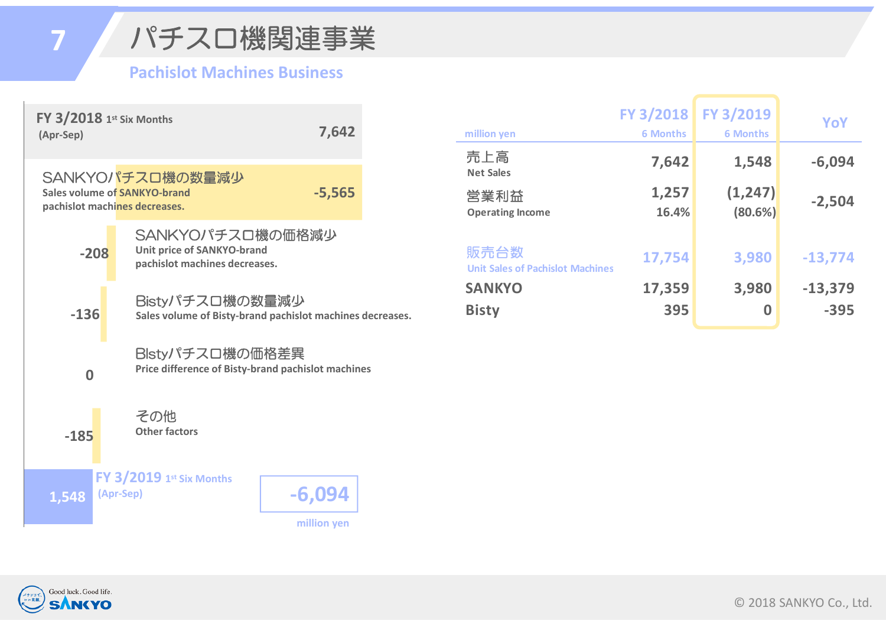# 7 パチスロ機関連事業

## Pachislot Machines Business

| | | million yen |
|---|---|---|
| FY 3/2018 1st Six Months (Apr-Sep) | | 7,642 |
| SANKYOパチスロ機の数量減少<br>Sales volume of SANKYO-brand pachislot machines decreases. | | -5,565 |
| SANKYOパチスロ機の価格減少<br>Unit price of SANKYO-brand pachislot machines decreases. | | -208 |
| Bistyパチスロ機の数量減少<br>Sales volume of Bisty-brand pachislot machines decreases. | | -136 |
| Blstyパチスロ機の価格差異<br>Price difference of Bisty-brand pachislot machines | | 0 |
| その他<br>Other factors | | -185 |
| FY 3/2019 1st Six Months (Apr-Sep) | | 1,548 |

-6,094
million yen

| million yen | FY 3/2018 6 Months | FY 3/2019 6 Months | YoY |
|---|---|---|---|
| 売上高<br>Net Sales | 7,642 | 1,548 | -6,094 |
| 営業利益<br>Operating Income | 1,257<br>16.4% | (1,247)<br>(80.6%) | -2,504 |
| 販売台数<br>Unit Sales of Pachislot Machines | 17,754 | 3,980 | -13,774 |
| SANKYO | 17,359 | 3,980 | -13,379 |
| Bisty | 395 | 0 | -395 |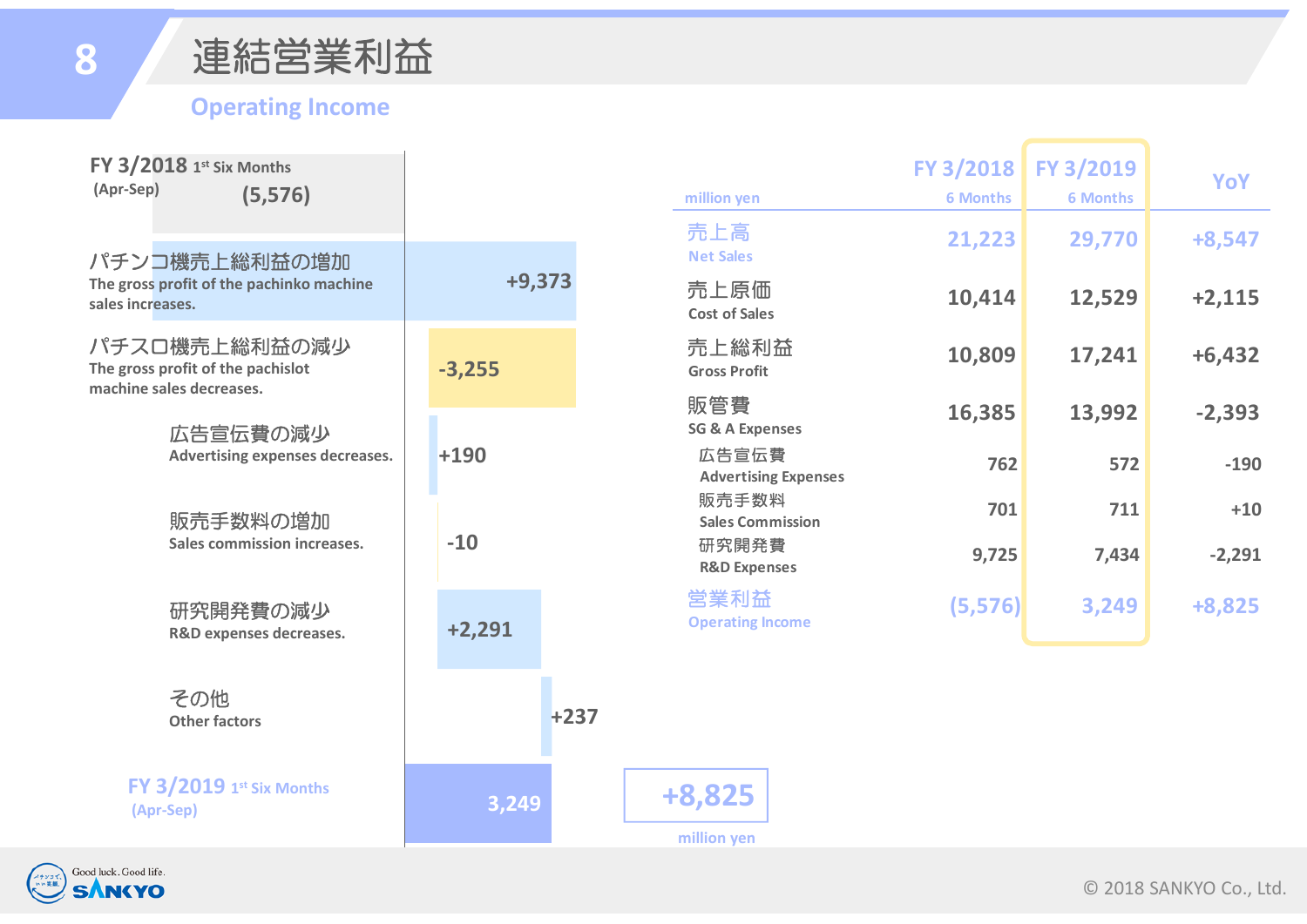# 連結営業利益

## Operating Income

**FY 3/2018 1st Six Months (Apr-Sep)** (5,576)

| 要因 | million yen |
|---|---|
| パチンコ機売上総利益の増加 The gross profit of the pachinko machine sales increases. | +9,373 |
| パチスロ機売上総利益の減少 The gross profit of the pachislot machine sales decreases. | -3,255 |
| 広告宣伝費の減少 Advertising expenses decreases. | +190 |
| 販売手数料の増加 Sales commission increases. | -10 |
| 研究開発費の減少 R&D expenses decreases. | +2,291 |
| その他 Other factors | +237 |

**FY 3/2019 1st Six Months (Apr-Sep)** 3,249

**+8,825** million yen

| million yen | FY 3/2018 6 Months | FY 3/2019 6 Months | YoY |
|---|---|---|---|
| 売上高 Net Sales | 21,223 | 29,770 | +8,547 |
| 売上原価 Cost of Sales | 10,414 | 12,529 | +2,115 |
| 売上総利益 Gross Profit | 10,809 | 17,241 | +6,432 |
| 販管費 SG & A Expenses | 16,385 | 13,992 | -2,393 |
| 広告宣伝費 Advertising Expenses | 762 | 572 | -190 |
| 販売手数料 Sales Commission | 701 | 711 | +10 |
| 研究開発費 R&D Expenses | 9,725 | 7,434 | -2,291 |
| 営業利益 Operating Income | (5,576) | 3,249 | +8,825 |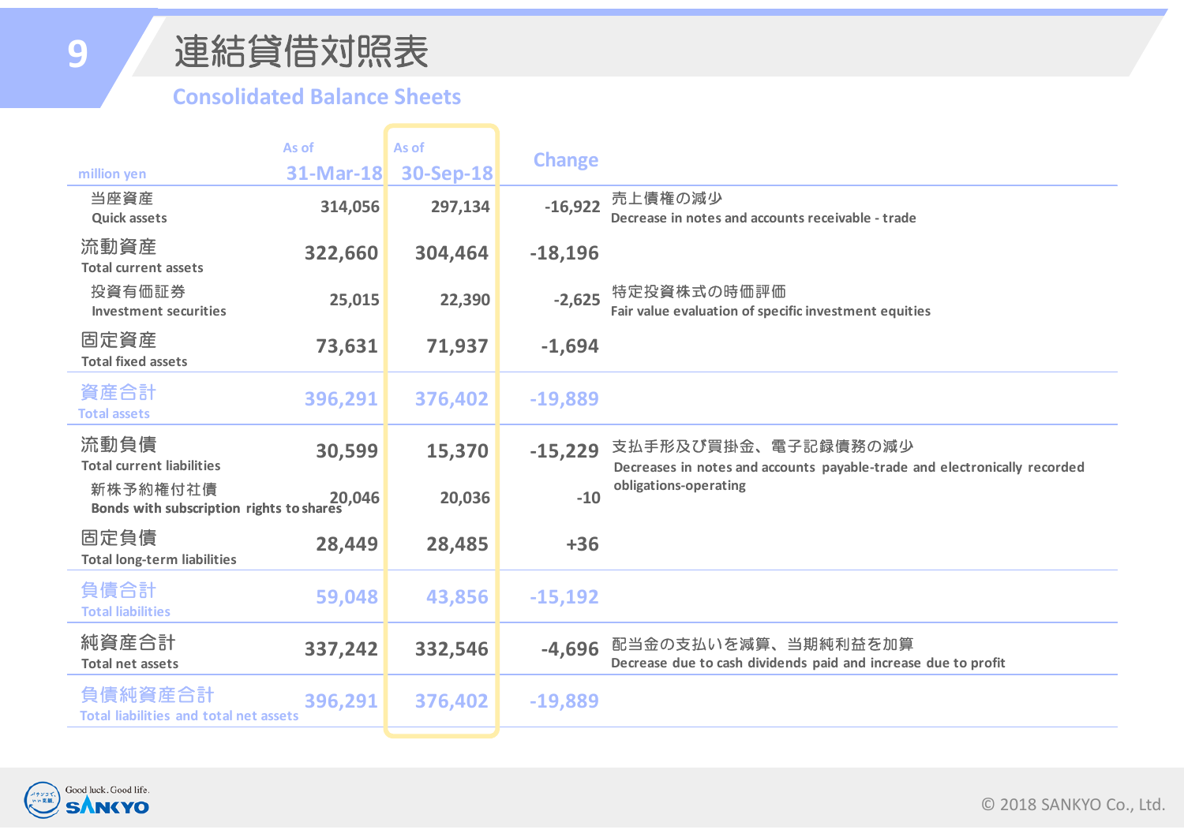# 連結貸借対照表

## Consolidated Balance Sheets

| million yen | As of 31-Mar-18 | As of 30-Sep-18 | Change | |
|---|---|---|---|---|
| 当座資産<br>Quick assets | 314,056 | 297,134 | -16,922 | 売上債権の減少<br>Decrease in notes and accounts receivable - trade |
| 流動資産<br>Total current assets | 322,660 | 304,464 | -18,196 | |
| 投資有価証券<br>Investment securities | 25,015 | 22,390 | -2,625 | 特定投資株式の時価評価<br>Fair value evaluation of specific investment equities |
| 固定資産<br>Total fixed assets | 73,631 | 71,937 | -1,694 | |
| 資産合計<br>Total assets | 396,291 | 376,402 | -19,889 | |
| 流動負債<br>Total current liabilities | 30,599 | 15,370 | -15,229 | 支払手形及び買掛金、電子記録債務の減少<br>Decreases in notes and accounts payable-trade and electronically recorded obligations-operating |
| 新株予約権付社債<br>Bonds with subscription rights to shares | 20,046 | 20,036 | -10 | |
| 固定負債<br>Total long-term liabilities | 28,449 | 28,485 | +36 | |
| 負債合計<br>Total liabilities | 59,048 | 43,856 | -15,192 | |
| 純資産合計<br>Total net assets | 337,242 | 332,546 | -4,696 | 配当金の支払いを減算、当期純利益を加算<br>Decrease due to cash dividends paid and increase due to profit |
| 負債純資産合計<br>Total liabilities and total net assets | 396,291 | 376,402 | -19,889 | |

© 2018 SANKYO Co., Ltd.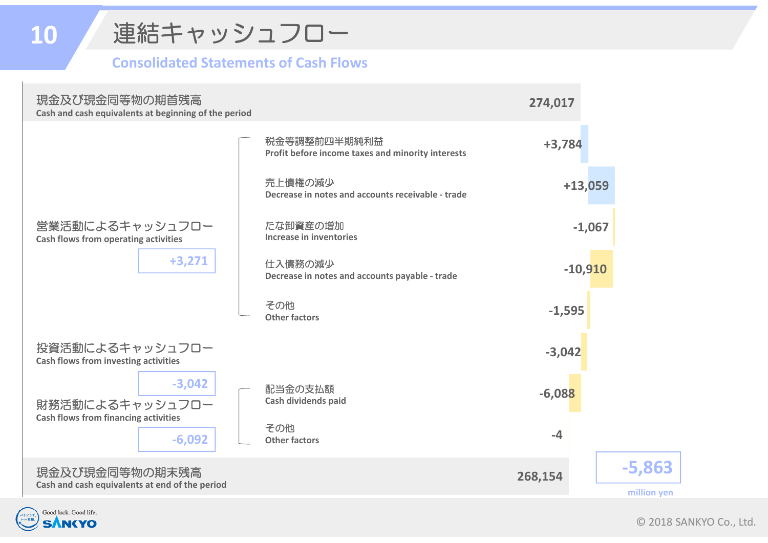# 10 連結キャッシュフロー

## Consolidated Statements of Cash Flows

| 項目 / Item | 内訳 / Breakdown | 金額 |
|---|---|---|
| 現金及び現金同等物の期首残高<br>Cash and cash equivalents at beginning of the period | | 274,017 |
| 営業活動によるキャッシュフロー<br>Cash flows from operating activities<br>+3,271 | 税金等調整前四半期純利益<br>Profit before income taxes and minority interests | +3,784 |
| | 売上債権の減少<br>Decrease in notes and accounts receivable - trade | +13,059 |
| | たな卸資産の増加<br>Increase in inventories | -1,067 |
| | 仕入債務の減少<br>Decrease in notes and accounts payable - trade | -10,910 |
| | その他<br>Other factors | -1,595 |
| 投資活動によるキャッシュフロー<br>Cash flows from investing activities<br>-3,042 | | -3,042 |
| 財務活動によるキャッシュフロー<br>Cash flows from financing activities<br>-6,092 | 配当金の支払額<br>Cash dividends paid | -6,088 |
| | その他<br>Other factors | -4 |
| 現金及び現金同等物の期末残高<br>Cash and cash equivalents at end of the period | | 268,154 |

-5,863

million yen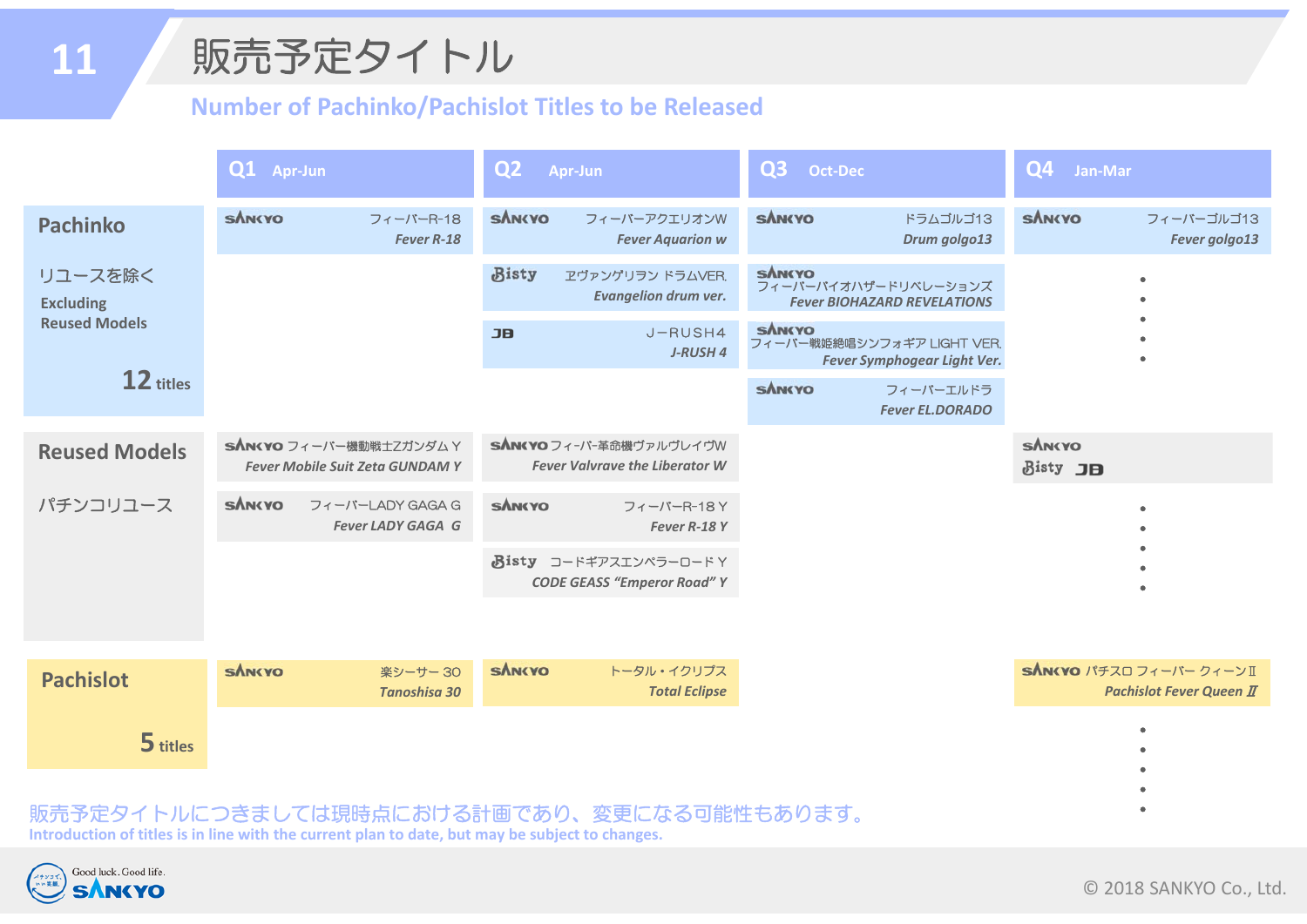# 販売予定タイトル

## Number of Pachinko/Pachislot Titles to be Released

| | Q1 Apr-Jun | Q2 Apr-Jun | Q3 Oct-Dec | Q4 Jan-Mar |
|---|---|---|---|---|
| **Pachinko**<br>リユースを除く<br>Excluding Reused Models<br>**12** titles | SANKYO フィーバーR-18 *Fever R-18* | SANKYO フィーバーアクエリオンW *Fever Aquarion w* | SANKYO ドラムゴルゴ13 *Drum golgo13* | SANKYO フィーバーゴルゴ13 *Fever golgo13* |
| | | Bisty エヴァンゲリヲン ドラムVER. *Evangelion drum ver.* | SANKYO フィーバーバイオハザードリベレーションズ *Fever BIOHAZARD REVELATIONS* | ・・・・・ |
| | | JB J－RUSH4 *J-RUSH 4* | SANKYO フィーバー戦姫絶唱シンフォギア LIGHT VER. *Fever Symphogear Light Ver.* | |
| | | | SANKYO フィーバーエルドラ *Fever EL.DORADO* | |
| **Reused Models**<br>パチンコリユース | SANKYO フィーバー機動戦士Zガンダム Y *Fever Mobile Suit Zeta GUNDAM Y* | SANKYO フィーバー革命機ヴァルヴレイヴW *Fever Valvrave the Liberator W* | | SANKYO Bisty JB |
| | SANKYO フィーバーLADY GAGA G *Fever LADY GAGA G* | SANKYO フィーバーR-18 Y *Fever R-18 Y* | | ・・・・・ |
| | | Bisty コードギアスエンペラーロード Y *CODE GEASS "Emperor Road" Y* | | |
| **Pachislot**<br>**5** titles | SANKYO 楽シーサー 30 *Tanoshisa 30* | SANKYO トータル・イクリプス *Total Eclipse* | | SANKYO パチスロ フィーバー クィーンⅡ *Pachislot Fever Queen Ⅱ* |
| | | | | ・・・・・ |

販売予定タイトルにつきましては現時点における計画であり、変更になる可能性もあります。
Introduction of titles is in line with the current plan to date, but may be subject to changes.

Good luck. Good life. SANKYO

© 2018 SANKYO Co., Ltd.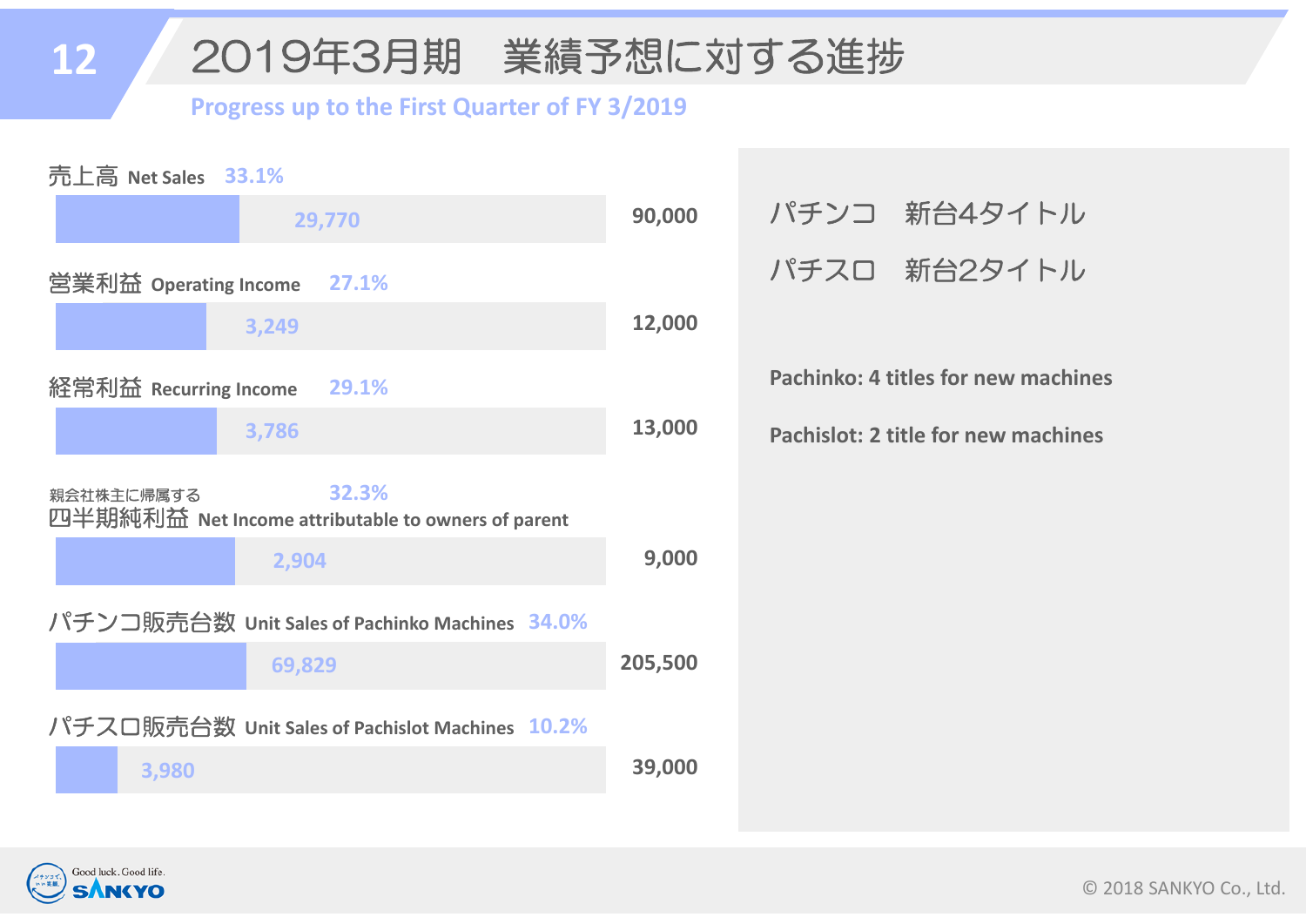# 2019年3月期　業績予想に対する進捗

## Progress up to the First Quarter of FY 3/2019

| 項目 | Item | Progress | 1Q Results | Forecast |
|---|---|---|---|---|
| 売上高 | Net Sales | 33.1% | 29,770 | 90,000 |
| 営業利益 | Operating Income | 27.1% | 3,249 | 12,000 |
| 経常利益 | Recurring Income | 29.1% | 3,786 | 13,000 |
| 親会社株主に帰属する四半期純利益 | Net Income attributable to owners of parent | 32.3% | 2,904 | 9,000 |
| パチンコ販売台数 | Unit Sales of Pachinko Machines | 34.0% | 69,829 | 205,500 |
| パチスロ販売台数 | Unit Sales of Pachislot Machines | 10.2% | 3,980 | 39,000 |

パチンコ　新台4タイトル

パチスロ　新台2タイトル

**Pachinko: 4 titles for new machines**

**Pachislot: 2 title for new machines**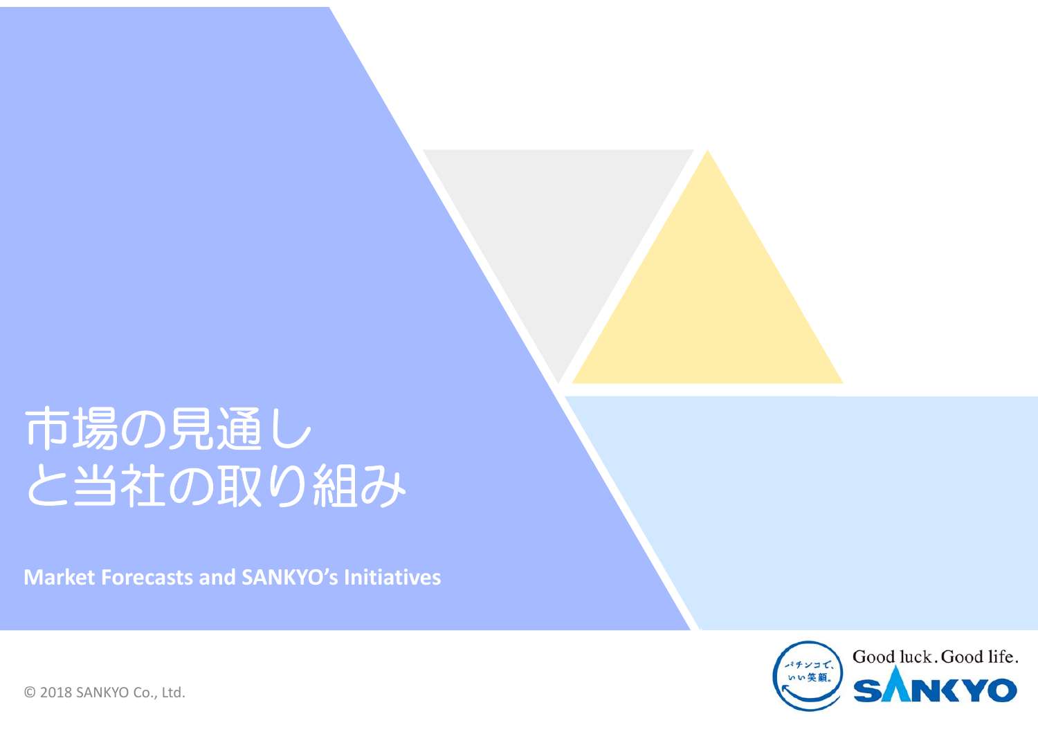# 市場の見通し と当社の取り組み

**Market Forecasts and SANKYO's Initiatives**

© 2018 SANKYO Co., Ltd.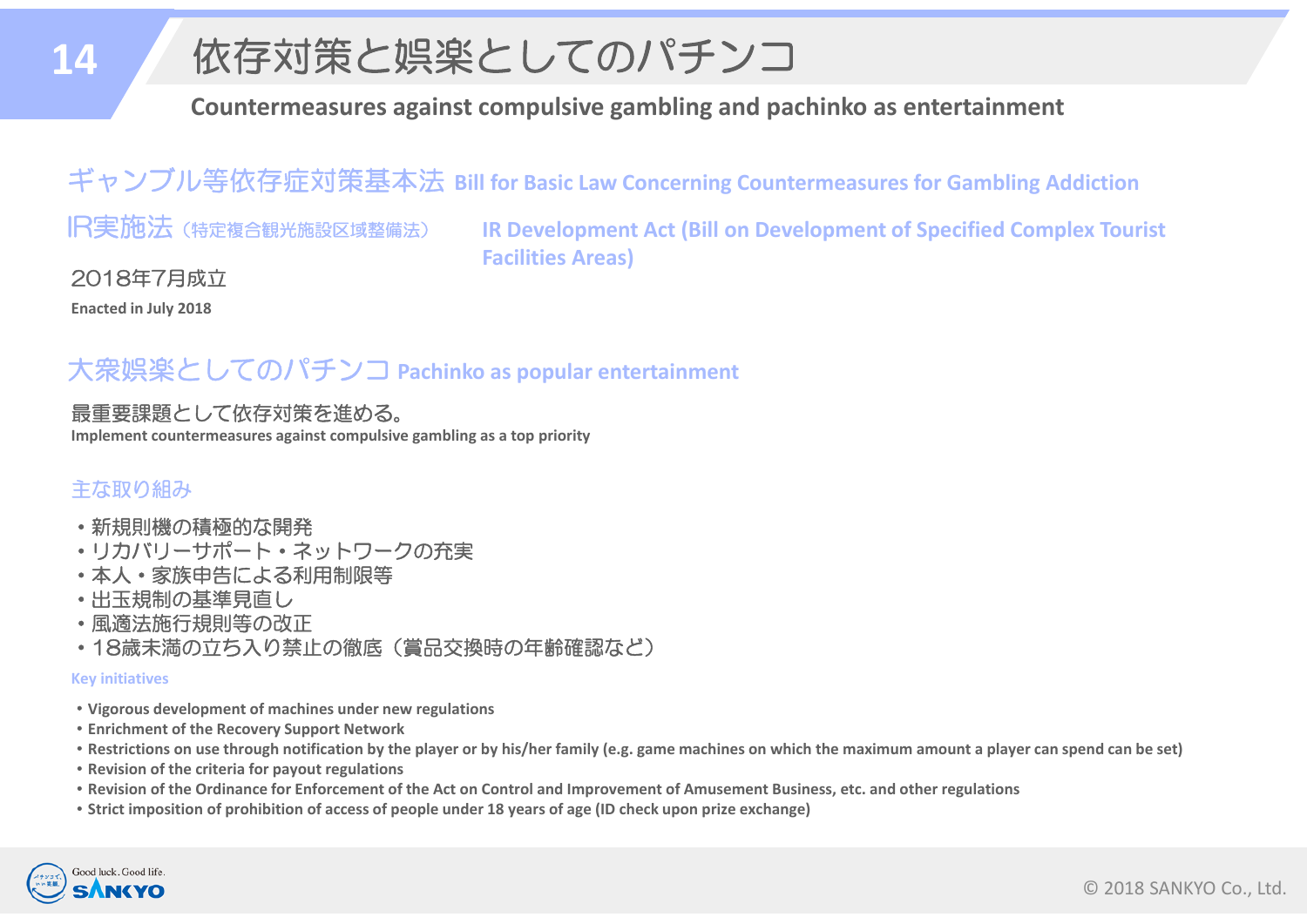# 依存対策と娯楽としてのパチンコ

**Countermeasures against compulsive gambling and pachinko as entertainment**

## ギャンブル等依存症対策基本法 Bill for Basic Law Concerning Countermeasures for Gambling Addiction

## IR実施法（特定複合観光施設区域整備法） IR Development Act (Bill on Development of Specified Complex Tourist Facilities Areas)

2018年7月成立

**Enacted in July 2018**

## 大衆娯楽としてのパチンコ Pachinko as popular entertainment

最重要課題として依存対策を進める。

**Implement countermeasures against compulsive gambling as a top priority**

### 主な取り組み

- 新規則機の積極的な開発
- リカバリーサポート・ネットワークの充実
- 本人・家族申告による利用制限等
- 出玉規制の基準見直し
- 風適法施行規則等の改正
- 18歳未満の立ち入り禁止の徹底（賞品交換時の年齢確認など）

### Key initiatives

- **Vigorous development of machines under new regulations**
- **Enrichment of the Recovery Support Network**
- **Restrictions on use through notification by the player or by his/her family (e.g. game machines on which the maximum amount a player can spend can be set)**
- **Revision of the criteria for payout regulations**
- **Revision of the Ordinance for Enforcement of the Act on Control and Improvement of Amusement Business, etc. and other regulations**
- **Strict imposition of prohibition of access of people under 18 years of age (ID check upon prize exchange)**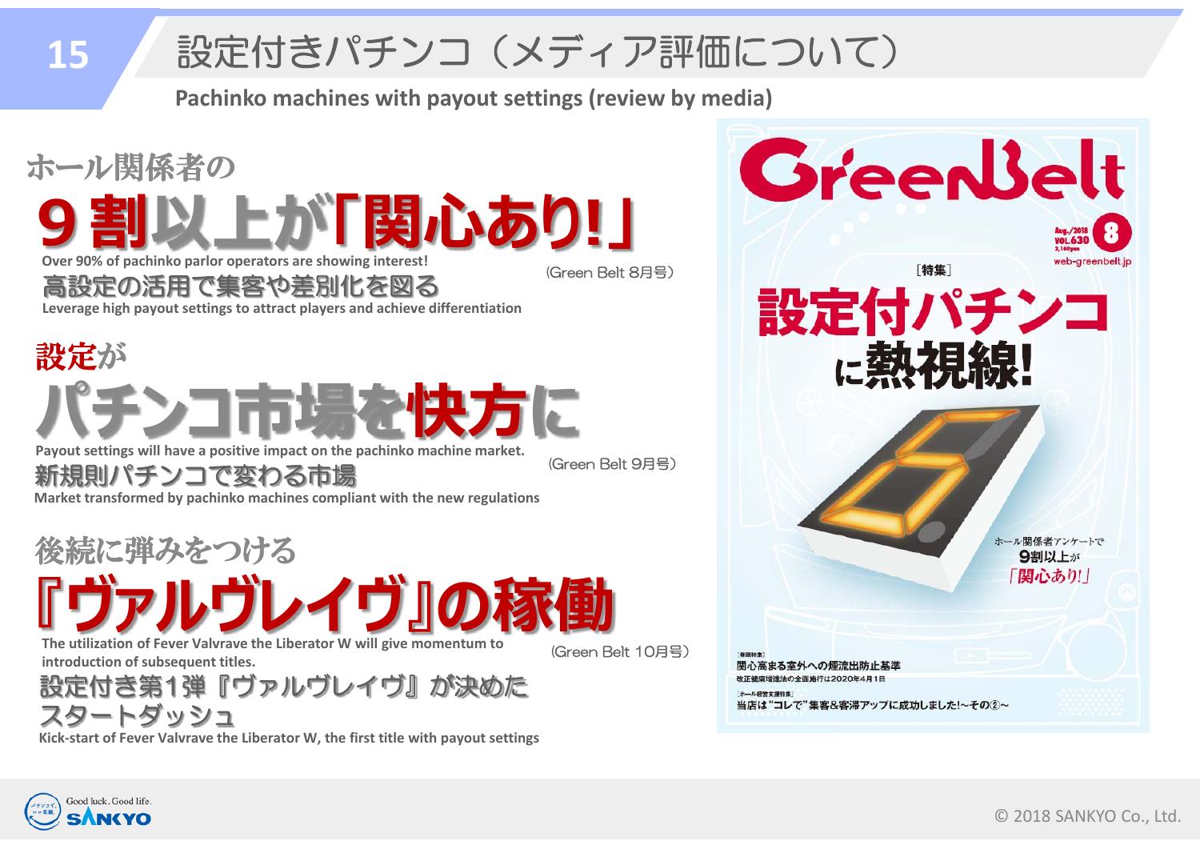# 設定付きパチンコ（メディア評価について）

**Pachinko machines with payout settings (review by media)**

ホール関係者の

## 9割以上が「関心あり!」

Over 90% of pachinko parlor operators are showing interest!

高設定の活用で集客や差別化を図る

Leverage high payout settings to attract players and achieve differentiation

(Green Belt 8月号)

設定が

## パチンコ市場を快方に

Payout settings will have a positive impact on the pachinko machine market.

新規則パチンコで変わる市場

Market transformed by pachinko machines compliant with the new regulations

(Green Belt 9月号)

後続に弾みをつける

## 『ヴァルヴレイヴ』の稼働

The utilization of Fever Valvrave the Liberator W will give momentum to introduction of subsequent titles.

設定付き第1弾『ヴァルヴレイヴ』が決めたスタートダッシュ

Kick-start of Fever Valvrave the Liberator W, the first title with payout settings

(Green Belt 10月号)

GreenBelt

Aug./2018 VOL.630 2,160yen 8

web-greenbelt.jp

［特集］

設定付パチンコに熱視線!

ホール関係者アンケートで9割以上が「関心あり!」

［巻頭特集］関心高まる室外への煙流出防止基準

改正健康増進法の全面施行は2020年4月1日

［ホール経営支援特集］当店は"コレで"集客&客滞アップに成功しました!～その②～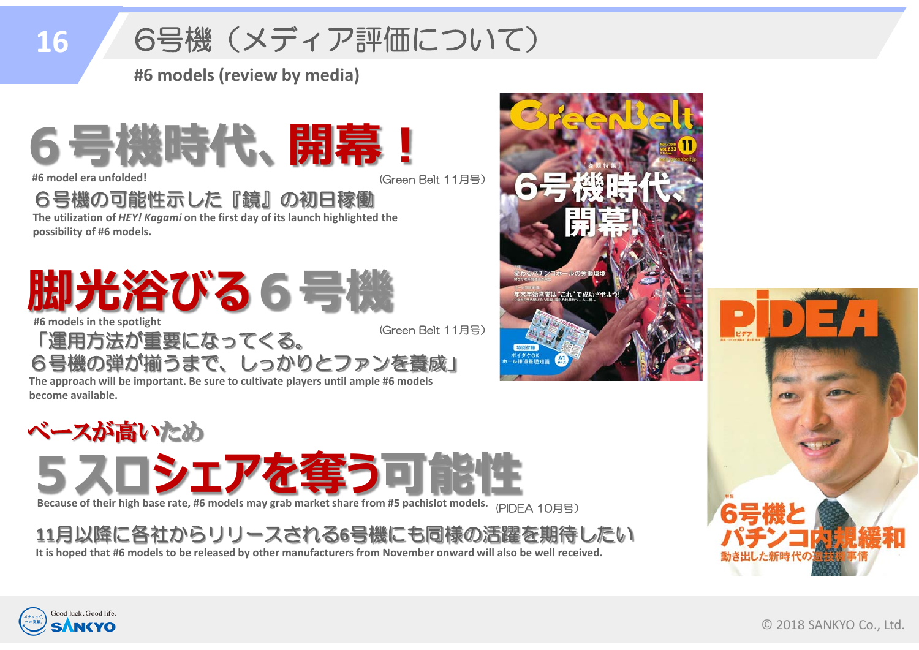# 6号機（メディア評価について）

**#6 models (review by media)**

## 6号機時代、開幕！

#6 model era unfolded!

(Green Belt 11月号)

６号機の可能性示した『鏡』の初日稼働

The utilization of *HEY! Kagami* on the first day of its launch highlighted the possibility of #6 models.

## 脚光浴びる６号機

#6 models in the spotlight

(Green Belt 11月号)

「運用方法が重要になってくる。
６号機の弾が揃うまで、しっかりとファンを養成」

The approach will be important. Be sure to cultivate players until ample #6 models become available.

ベースが高いため

## ５スロシェアを奪う可能性

Because of their high base rate, #6 models may grab market share from #5 pachislot models.

(PIDEA 10月号)

11月以降に各社からリリースされる6号機にも同様の活躍を期待したい

It is hoped that #6 models to be released by other manufacturers from November onward will also be well received.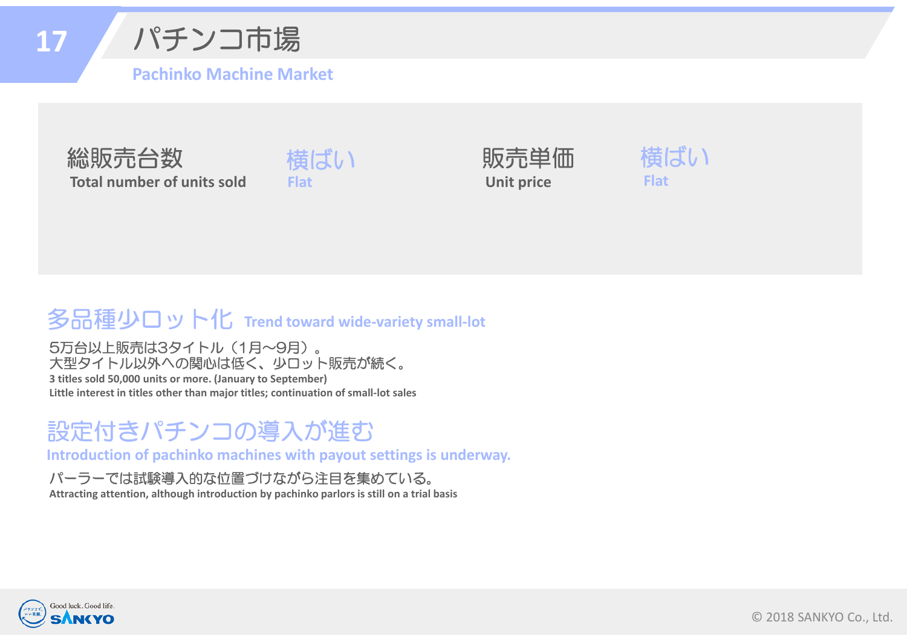# パチンコ市場

## Pachinko Machine Market

| 総販売台数<br>Total number of units sold | 横ばい<br>Flat | 販売単価<br>Unit price | 横ばい<br>Flat |
|---|---|---|---|

### 多品種少ロット化 Trend toward wide-variety small-lot

5万台以上販売は3タイトル（1月～9月）。
大型タイトル以外への関心は低く、少ロット販売が続く。
**3 titles sold 50,000 units or more. (January to September)**
**Little interest in titles other than major titles; continuation of small-lot sales**

### 設定付きパチンコの導入が進む
### Introduction of pachinko machines with payout settings is underway.

パーラーでは試験導入的な位置づけながら注目を集めている。
**Attracting attention, although introduction by pachinko parlors is still on a trial basis**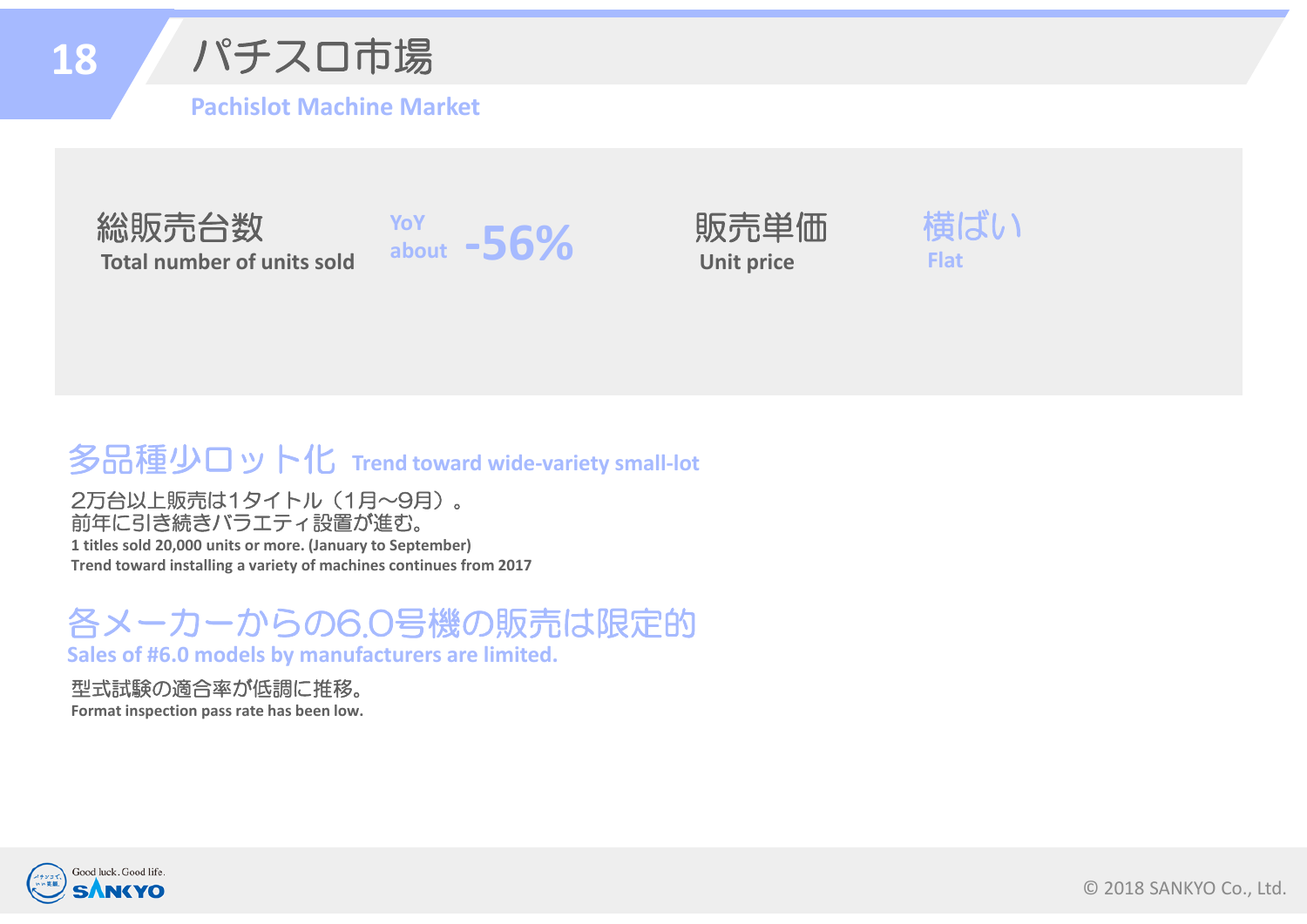# パチスロ市場

## Pachislot Machine Market

| | | | |
|---|---|---|---|
| 総販売台数 Total number of units sold | YoY about -56% | 販売単価 Unit price | 横ばい Flat |

### 多品種少ロット化 Trend toward wide-variety small-lot

2万台以上販売は1タイトル（1月～9月）。
前年に引き続きバラエティ設置が進む。

**1 titles sold 20,000 units or more. (January to September)**
**Trend toward installing a variety of machines continues from 2017**

### 各メーカーからの6.0号機の販売は限定的

**Sales of #6.0 models by manufacturers are limited.**

型式試験の適合率が低調に推移。

**Format inspection pass rate has been low.**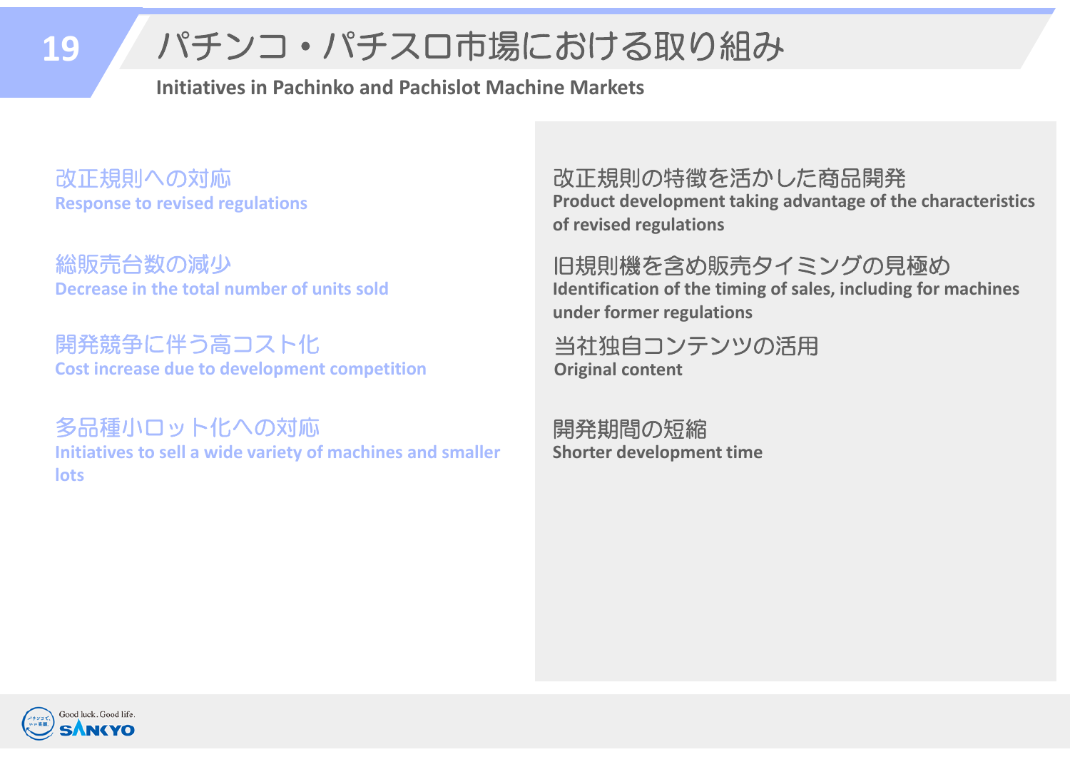# パチンコ・パチスロ市場における取り組み

**Initiatives in Pachinko and Pachislot Machine Markets**

改正規則への対応
**Response to revised regulations**

総販売台数の減少
**Decrease in the total number of units sold**

開発競争に伴う高コスト化
**Cost increase due to development competition**

多品種小ロット化への対応
**Initiatives to sell a wide variety of machines and smaller lots**

改正規則の特徴を活かした商品開発
**Product development taking advantage of the characteristics of revised regulations**

旧規則機を含め販売タイミングの見極め
**Identification of the timing of sales, including for machines under former regulations**

当社独自コンテンツの活用
**Original content**

開発期間の短縮
**Shorter development time**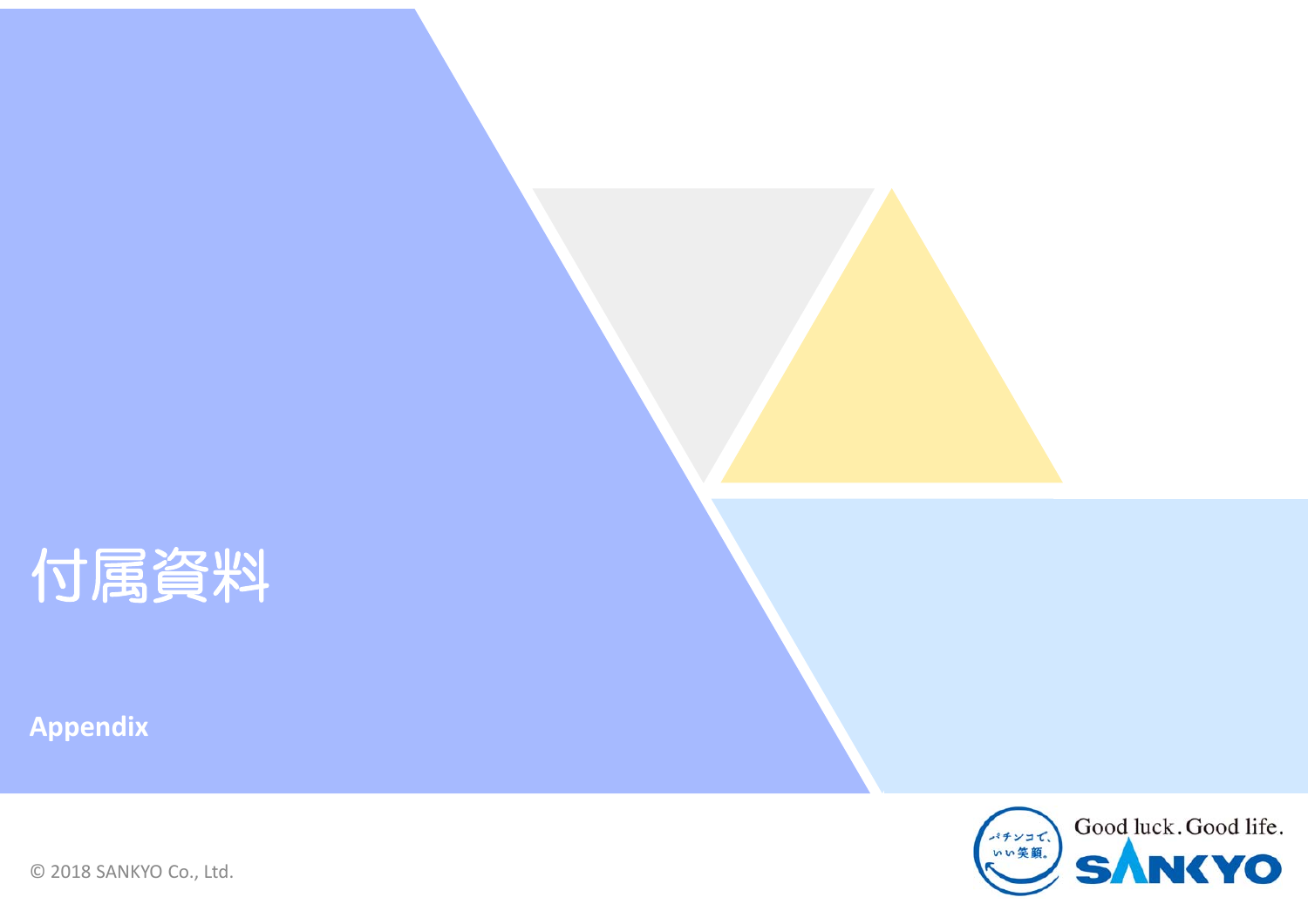# 付属資料

**Appendix**

© 2018 SANKYO Co., Ltd.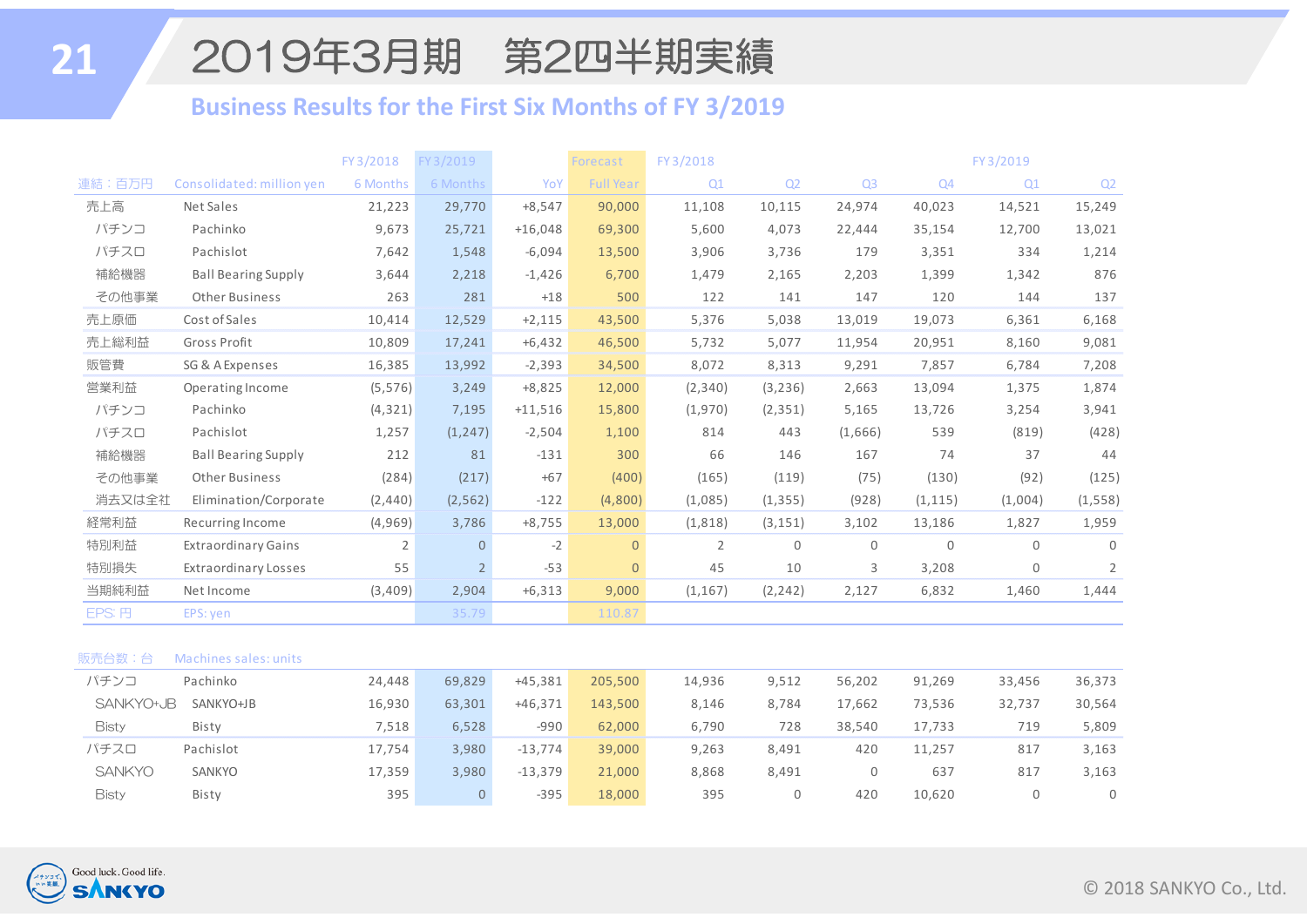# 2019年3月期　第2四半期実績

## Business Results for the First Six Months of FY 3/2019

| 連結：百万円 | Consolidated: million yen | FY3/2018 6 Months | FY3/2019 6 Months | YoY | Forecast Full Year | FY3/2018 Q1 | Q2 | Q3 | Q4 | FY3/2019 Q1 | Q2 |
|---|---|---|---|---|---|---|---|---|---|---|---|
| 売上高 | Net Sales | 21,223 | 29,770 | +8,547 | 90,000 | 11,108 | 10,115 | 24,974 | 40,023 | 14,521 | 15,249 |
| パチンコ | Pachinko | 9,673 | 25,721 | +16,048 | 69,300 | 5,600 | 4,073 | 22,444 | 35,154 | 12,700 | 13,021 |
| パチスロ | Pachislot | 7,642 | 1,548 | -6,094 | 13,500 | 3,906 | 3,736 | 179 | 3,351 | 334 | 1,214 |
| 補給機器 | Ball Bearing Supply | 3,644 | 2,218 | -1,426 | 6,700 | 1,479 | 2,165 | 2,203 | 1,399 | 1,342 | 876 |
| その他事業 | Other Business | 263 | 281 | +18 | 500 | 122 | 141 | 147 | 120 | 144 | 137 |
| 売上原価 | Cost of Sales | 10,414 | 12,529 | +2,115 | 43,500 | 5,376 | 5,038 | 13,019 | 19,073 | 6,361 | 6,168 |
| 売上総利益 | Gross Profit | 10,809 | 17,241 | +6,432 | 46,500 | 5,732 | 5,077 | 11,954 | 20,951 | 8,160 | 9,081 |
| 販管費 | SG & A Expenses | 16,385 | 13,992 | -2,393 | 34,500 | 8,072 | 8,313 | 9,291 | 7,857 | 6,784 | 7,208 |
| 営業利益 | Operating Income | (5,576) | 3,249 | +8,825 | 12,000 | (2,340) | (3,236) | 2,663 | 13,094 | 1,375 | 1,874 |
| パチンコ | Pachinko | (4,321) | 7,195 | +11,516 | 15,800 | (1,970) | (2,351) | 5,165 | 13,726 | 3,254 | 3,941 |
| パチスロ | Pachislot | 1,257 | (1,247) | -2,504 | 1,100 | 814 | 443 | (1,666) | 539 | (819) | (428) |
| 補給機器 | Ball Bearing Supply | 212 | 81 | -131 | 300 | 66 | 146 | 167 | 74 | 37 | 44 |
| その他事業 | Other Business | (284) | (217) | +67 | (400) | (165) | (119) | (75) | (130) | (92) | (125) |
| 消去又は全社 | Elimination/Corporate | (2,440) | (2,562) | -122 | (4,800) | (1,085) | (1,355) | (928) | (1,115) | (1,004) | (1,558) |
| 経常利益 | Recurring Income | (4,969) | 3,786 | +8,755 | 13,000 | (1,818) | (3,151) | 3,102 | 13,186 | 1,827 | 1,959 |
| 特別利益 | Extraordinary Gains | 2 | 0 | -2 | 0 | 2 | 0 | 0 | 0 | 0 | 0 |
| 特別損失 | Extraordinary Losses | 55 | 2 | -53 | 0 | 45 | 10 | 3 | 3,208 | 0 | 2 |
| 当期純利益 | Net Income | (3,409) | 2,904 | +6,313 | 9,000 | (1,167) | (2,242) | 2,127 | 6,832 | 1,460 | 1,444 |
| EPS: 円 | EPS: yen | | 35.79 | | 110.87 | | | | | | |

| 販売台数：台 | Machines sales: units | FY3/2018 6 Months | FY3/2019 6 Months | YoY | Forecast Full Year | FY3/2018 Q1 | Q2 | Q3 | Q4 | FY3/2019 Q1 | Q2 |
|---|---|---|---|---|---|---|---|---|---|---|---|
| パチンコ | Pachinko | 24,448 | 69,829 | +45,381 | 205,500 | 14,936 | 9,512 | 56,202 | 91,269 | 33,456 | 36,373 |
| SANKYO+JB | SANKYO+JB | 16,930 | 63,301 | +46,371 | 143,500 | 8,146 | 8,784 | 17,662 | 73,536 | 32,737 | 30,564 |
| Bisty | Bisty | 7,518 | 6,528 | -990 | 62,000 | 6,790 | 728 | 38,540 | 17,733 | 719 | 5,809 |
| パチスロ | Pachislot | 17,754 | 3,980 | -13,774 | 39,000 | 9,263 | 8,491 | 420 | 11,257 | 817 | 3,163 |
| SANKYO | SANKYO | 17,359 | 3,980 | -13,379 | 21,000 | 8,868 | 8,491 | 0 | 637 | 817 | 3,163 |
| Bisty | Bisty | 395 | 0 | -395 | 18,000 | 395 | 0 | 420 | 10,620 | 0 | 0 |

© 2018 SANKYO Co., Ltd.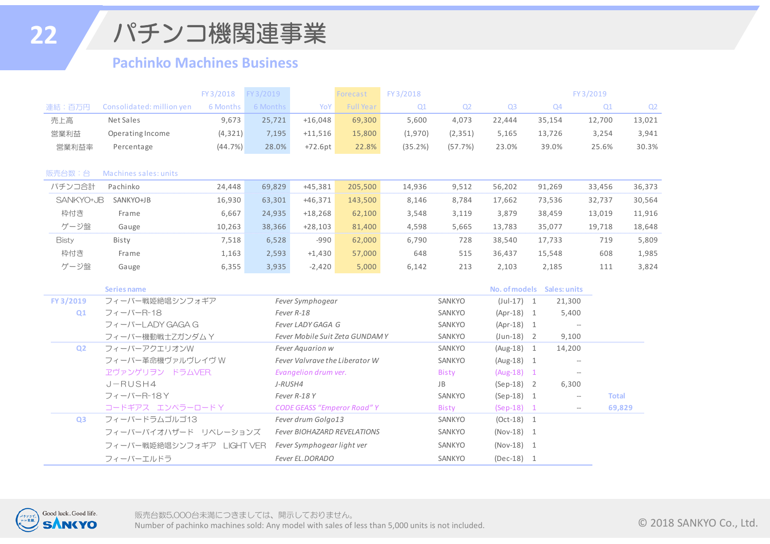# パチンコ機関連事業

## Pachinko Machines Business

| 連結：百万円 | Consolidated: million yen | FY3/2018 6 Months | FY3/2019 6 Months | YoY | Forecast Full Year | FY3/2018 Q1 | Q2 | Q3 | Q4 | FY3/2019 Q1 | Q2 |
|---|---|---|---|---|---|---|---|---|---|---|---|
| 売上高 | Net Sales | 9,673 | 25,721 | +16,048 | 69,300 | 5,600 | 4,073 | 22,444 | 35,154 | 12,700 | 13,021 |
| 営業利益 | Operating Income | (4,321) | 7,195 | +11,516 | 15,800 | (1,970) | (2,351) | 5,165 | 13,726 | 3,254 | 3,941 |
| 営業利益率 | Percentage | (44.7%) | 28.0% | +72.6pt | 22.8% | (35.2%) | (57.7%) | 23.0% | 39.0% | 25.6% | 30.3% |

| 販売台数：台 | Machines sales: units | FY3/2018 6 Months | FY3/2019 6 Months | YoY | Forecast Full Year | FY3/2018 Q1 | Q2 | Q3 | Q4 | FY3/2019 Q1 | Q2 |
|---|---|---|---|---|---|---|---|---|---|---|---|
| パチンコ合計 | Pachinko | 24,448 | 69,829 | +45,381 | 205,500 | 14,936 | 9,512 | 56,202 | 91,269 | 33,456 | 36,373 |
| SANKYO+JB | SANKYO+JB | 16,930 | 63,301 | +46,371 | 143,500 | 8,146 | 8,784 | 17,662 | 73,536 | 32,737 | 30,564 |
| 枠付き | Frame | 6,667 | 24,935 | +18,268 | 62,100 | 3,548 | 3,119 | 3,879 | 38,459 | 13,019 | 11,916 |
| ゲージ盤 | Gauge | 10,263 | 38,366 | +28,103 | 81,400 | 4,598 | 5,665 | 13,783 | 35,077 | 19,718 | 18,648 |
| Bisty | Bisty | 7,518 | 6,528 | -990 | 62,000 | 6,790 | 728 | 38,540 | 17,733 | 719 | 5,809 |
| 枠付き | Frame | 1,163 | 2,593 | +1,430 | 57,000 | 648 | 515 | 36,437 | 15,548 | 608 | 1,985 |
| ゲージ盤 | Gauge | 6,355 | 3,935 | -2,420 | 5,000 | 6,142 | 213 | 2,103 | 2,185 | 111 | 3,824 |

| | Series name | | | | No. of models | Sales: units | |
|---|---|---|---|---|---|---|---|
| FY3/2019 Q1 | フィーバー戦姫絶唱シンフォギア | Fever Symphogear | SANKYO | (Jul-17) | 1 | 21,300 | |
| | フィーバーR-18 | Fever R-18 | SANKYO | (Apr-18) | 1 | 5,400 | |
| | フィーバーLADY GAGA G | Fever LADY GAGA G | SANKYO | (Apr-18) | 1 | -- | |
| | フィーバー機動戦士Zガンダム Y | Fever Mobile Suit Zeta GUNDAM Y | SANKYO | (Jun-18) | 2 | 9,100 | |
| Q2 | フィーバーアクエリオンW | Fever Aquarion w | SANKYO | (Aug-18) | 1 | 14,200 | |
| | フィーバー革命機ヴァルヴレイヴ W | Fever Valvrave the Liberator W | SANKYO | (Aug-18) | 1 | -- | |
| | ヱヴァンゲリヲン　ドラムVER | Evangelion drum ver. | Bisty | (Aug-18) | 1 | -- | |
| | J－RUSH4 | J-RUSH4 | JB | (Sep-18) | 2 | 6,300 | |
| | フィーバーR-18 Y | Fever R-18 Y | SANKYO | (Sep-18) | 1 | -- | Total |
| | コードギアス　エンペラーロード Y | CODE GEASS "Emperor Road" Y | Bisty | (Sep-18) | 1 | -- | 69,829 |
| Q3 | フィーバードラムゴルゴ13 | Fever drum Golgo13 | SANKYO | (Oct-18) | 1 | | |
| | フィーバーバイオハザード　リベレーションズ | Fever BIOHAZARD REVELATIONS | SANKYO | (Nov-18) | 1 | | |
| | フィーバー戦姫絶唱シンフォギア　LIGHT VER | Fever Symphogear light ver | SANKYO | (Nov-18) | 1 | | |
| | フィーバーエルドラ | Fever EL.DORADO | SANKYO | (Dec-18) | 1 | | |

販売台数5,000台未満につきましては、開示しておりません。
Number of pachinko machines sold: Any model with sales of less than 5,000 units is not included.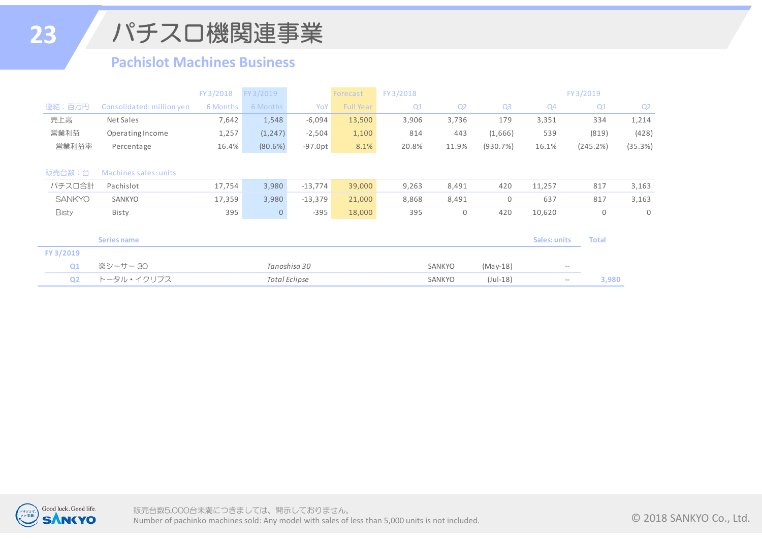# パチスロ機関連事業

## Pachislot Machines Business

| 連結：百万円 | Consolidated: million yen | FY3/2018 6 Months | FY3/2019 6 Months | YoY | Forecast Full Year | FY3/2018 Q1 | Q2 | Q3 | Q4 | FY3/2019 Q1 | Q2 |
|---|---|---|---|---|---|---|---|---|---|---|---|
| 売上高 | Net Sales | 7,642 | 1,548 | -6,094 | 13,500 | 3,906 | 3,736 | 179 | 3,351 | 334 | 1,214 |
| 営業利益 | Operating Income | 1,257 | (1,247) | -2,504 | 1,100 | 814 | 443 | (1,666) | 539 | (819) | (428) |
| 営業利益率 | Percentage | 16.4% | (80.6%) | -97.0pt | 8.1% | 20.8% | 11.9% | (930.7%) | 16.1% | (245.2%) | (35.3%) |
| 販売台数：台 | Machines sales: units | | | | | | | | | | |
| パチスロ合計 | Pachislot | 17,754 | 3,980 | -13,774 | 39,000 | 9,263 | 8,491 | 420 | 11,257 | 817 | 3,163 |
| SANKYO | SANKYO | 17,359 | 3,980 | -13,379 | 21,000 | 8,868 | 8,491 | 0 | 637 | 817 | 3,163 |
| Bisty | Bisty | 395 | 0 | -395 | 18,000 | 395 | 0 | 420 | 10,620 | 0 | 0 |

| | Series name | | | | Sales: units | Total |
|---|---|---|---|---|---|---|
| **FY 3/2019** | | | | | | |
| **Q1** | 楽シーサー 30 | *Tanoshisa 30* | SANKYO | (May-18) | -- | |
| **Q2** | トータル・イクリプス | *Total Eclipse* | SANKYO | (Jul-18) | -- | 3,980 |

販売台数5,000台未満につきましては、開示しておりません。
Number of pachinko machines sold: Any model with sales of less than 5,000 units is not included.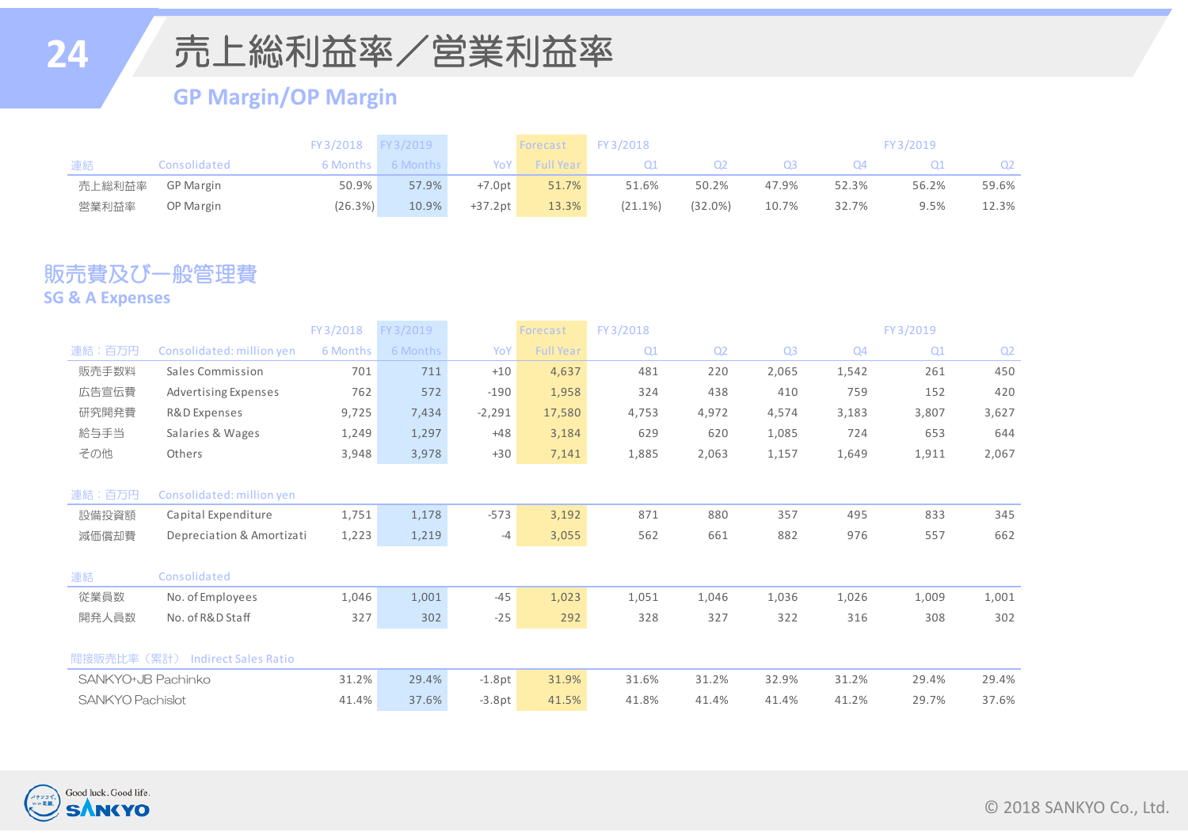# 売上総利益率／営業利益率

## GP Margin/OP Margin

| 連結 | Consolidated | FY3/2018 6 Months | FY3/2019 6 Months | YoY | Forecast Full Year | FY3/2018 Q1 | Q2 | Q3 | Q4 | FY3/2019 Q1 | Q2 |
|---|---|---|---|---|---|---|---|---|---|---|---|
| 売上総利益率 | GP Margin | 50.9% | 57.9% | +7.0pt | 51.7% | 51.6% | 50.2% | 47.9% | 52.3% | 56.2% | 59.6% |
| 営業利益率 | OP Margin | (26.3%) | 10.9% | +37.2pt | 13.3% | (21.1%) | (32.0%) | 10.7% | 32.7% | 9.5% | 12.3% |

## 販売費及び一般管理費

## SG & A Expenses

| 連結：百万円 | Consolidated: million yen | FY3/2018 6 Months | FY3/2019 6 Months | YoY | Forecast Full Year | FY3/2018 Q1 | Q2 | Q3 | Q4 | FY3/2019 Q1 | Q2 |
|---|---|---|---|---|---|---|---|---|---|---|---|
| 販売手数料 | Sales Commission | 701 | 711 | +10 | 4,637 | 481 | 220 | 2,065 | 1,542 | 261 | 450 |
| 広告宣伝費 | Advertising Expenses | 762 | 572 | -190 | 1,958 | 324 | 438 | 410 | 759 | 152 | 420 |
| 研究開発費 | R&D Expenses | 9,725 | 7,434 | -2,291 | 17,580 | 4,753 | 4,972 | 4,574 | 3,183 | 3,807 | 3,627 |
| 給与手当 | Salaries & Wages | 1,249 | 1,297 | +48 | 3,184 | 629 | 620 | 1,085 | 724 | 653 | 644 |
| その他 | Others | 3,948 | 3,978 | +30 | 7,141 | 1,885 | 2,063 | 1,157 | 1,649 | 1,911 | 2,067 |

| 連結：百万円 | Consolidated: million yen | FY3/2018 6 Months | FY3/2019 6 Months | YoY | Forecast Full Year | FY3/2018 Q1 | Q2 | Q3 | Q4 | FY3/2019 Q1 | Q2 |
|---|---|---|---|---|---|---|---|---|---|---|---|
| 設備投資額 | Capital Expenditure | 1,751 | 1,178 | -573 | 3,192 | 871 | 880 | 357 | 495 | 833 | 345 |
| 減価償却費 | Depreciation & Amortizati | 1,223 | 1,219 | -4 | 3,055 | 562 | 661 | 882 | 976 | 557 | 662 |

| 連結 | Consolidated | FY3/2018 6 Months | FY3/2019 6 Months | YoY | Forecast Full Year | FY3/2018 Q1 | Q2 | Q3 | Q4 | FY3/2019 Q1 | Q2 |
|---|---|---|---|---|---|---|---|---|---|---|---|
| 従業員数 | No. of Employees | 1,046 | 1,001 | -45 | 1,023 | 1,051 | 1,046 | 1,036 | 1,026 | 1,009 | 1,001 |
| 開発人員数 | No. of R&D Staff | 327 | 302 | -25 | 292 | 328 | 327 | 322 | 316 | 308 | 302 |

| 間接販売比率（累計） Indirect Sales Ratio | FY3/2018 6 Months | FY3/2019 6 Months | YoY | Forecast Full Year | FY3/2018 Q1 | Q2 | Q3 | Q4 | FY3/2019 Q1 | Q2 |
|---|---|---|---|---|---|---|---|---|---|---|
| SANKYO+JB Pachinko | 31.2% | 29.4% | -1.8pt | 31.9% | 31.6% | 31.2% | 32.9% | 31.2% | 29.4% | 29.4% |
| SANKYO Pachislot | 41.4% | 37.6% | -3.8pt | 41.5% | 41.8% | 41.4% | 41.4% | 41.2% | 29.7% | 37.6% |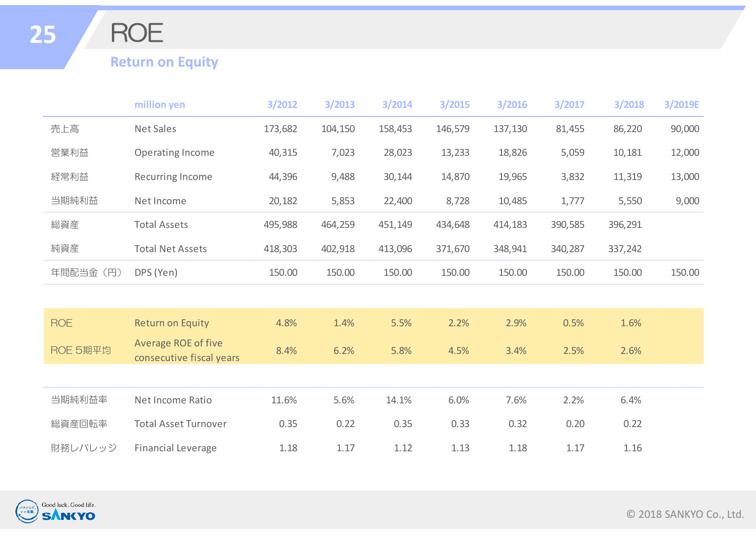# ROE

## Return on Equity

| | million yen | 3/2012 | 3/2013 | 3/2014 | 3/2015 | 3/2016 | 3/2017 | 3/2018 | 3/2019E |
|---|---|---|---|---|---|---|---|---|---|
| 売上高 | Net Sales | 173,682 | 104,150 | 158,453 | 146,579 | 137,130 | 81,455 | 86,220 | 90,000 |
| 営業利益 | Operating Income | 40,315 | 7,023 | 28,023 | 13,233 | 18,826 | 5,059 | 10,181 | 12,000 |
| 経常利益 | Recurring Income | 44,396 | 9,488 | 30,144 | 14,870 | 19,965 | 3,832 | 11,319 | 13,000 |
| 当期純利益 | Net Income | 20,182 | 5,853 | 22,400 | 8,728 | 10,485 | 1,777 | 5,550 | 9,000 |
| 総資産 | Total Assets | 495,988 | 464,259 | 451,149 | 434,648 | 414,183 | 390,585 | 396,291 | |
| 純資産 | Total Net Assets | 418,303 | 402,918 | 413,096 | 371,670 | 348,941 | 340,287 | 337,242 | |
| 年間配当金（円） | DPS (Yen) | 150.00 | 150.00 | 150.00 | 150.00 | 150.00 | 150.00 | 150.00 | 150.00 |
| ROE | Return on Equity | 4.8% | 1.4% | 5.5% | 2.2% | 2.9% | 0.5% | 1.6% | |
| ROE 5期平均 | Average ROE of five consecutive fiscal years | 8.4% | 6.2% | 5.8% | 4.5% | 3.4% | 2.5% | 2.6% | |
| 当期純利益率 | Net Income Ratio | 11.6% | 5.6% | 14.1% | 6.0% | 7.6% | 2.2% | 6.4% | |
| 総資産回転率 | Total Asset Turnover | 0.35 | 0.22 | 0.35 | 0.33 | 0.32 | 0.20 | 0.22 | |
| 財務レバレッジ | Financial Leverage | 1.18 | 1.17 | 1.12 | 1.13 | 1.18 | 1.17 | 1.16 | |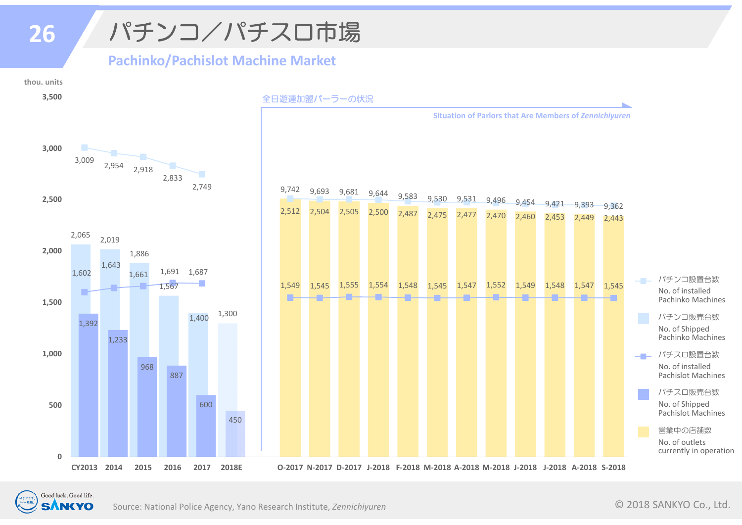# パチンコ／パチスロ市場

## Pachinko/Pachislot Machine Market

thou. units

| | CY2013 | 2014 | 2015 | 2016 | 2017 | 2018E |
|---|---|---|---|---|---|---|
| パチンコ設置台数 No. of installed Pachinko Machines | 3,009 | 2,954 | 2,918 | 2,833 | 2,749 | |
| パチンコ販売台数 No. of Shipped Pachinko Machines | 2,065 | 2,019 | 1,886 | 1,567 | 1,400 | 1,300 |
| パチスロ設置台数 No. of installed Pachislot Machines | 1,602 | 1,643 | 1,661 | 1,691 | 1,687 | |
| パチスロ販売台数 No. of Shipped Pachislot Machines | 1,392 | 1,233 | 968 | 887 | 600 | 450 |

全日遊連加盟パーラーの状況

Situation of Parlors that Are Members of *Zennichiyuren*

| | O-2017 | N-2017 | D-2017 | J-2018 | F-2018 | M-2018 | A-2018 | M-2018 | J-2018 | J-2018 | A-2018 | S-2018 |
|---|---|---|---|---|---|---|---|---|---|---|---|---|
| 営業中の店舗数 No. of outlets currently in operation | 9,742 | 9,693 | 9,681 | 9,644 | 9,583 | 9,530 | 9,531 | 9,496 | 9,454 | 9,421 | 9,393 | 9,362 |
| パチンコ設置台数 No. of installed Pachinko Machines | 2,512 | 2,504 | 2,505 | 2,500 | 2,487 | 2,475 | 2,477 | 2,470 | 2,460 | 2,453 | 2,449 | 2,443 |
| パチスロ設置台数 No. of installed Pachislot Machines | 1,549 | 1,545 | 1,555 | 1,554 | 1,548 | 1,545 | 1,547 | 1,552 | 1,549 | 1,548 | 1,547 | 1,545 |

Source: National Police Agency, Yano Research Institute, *Zennichiyuren*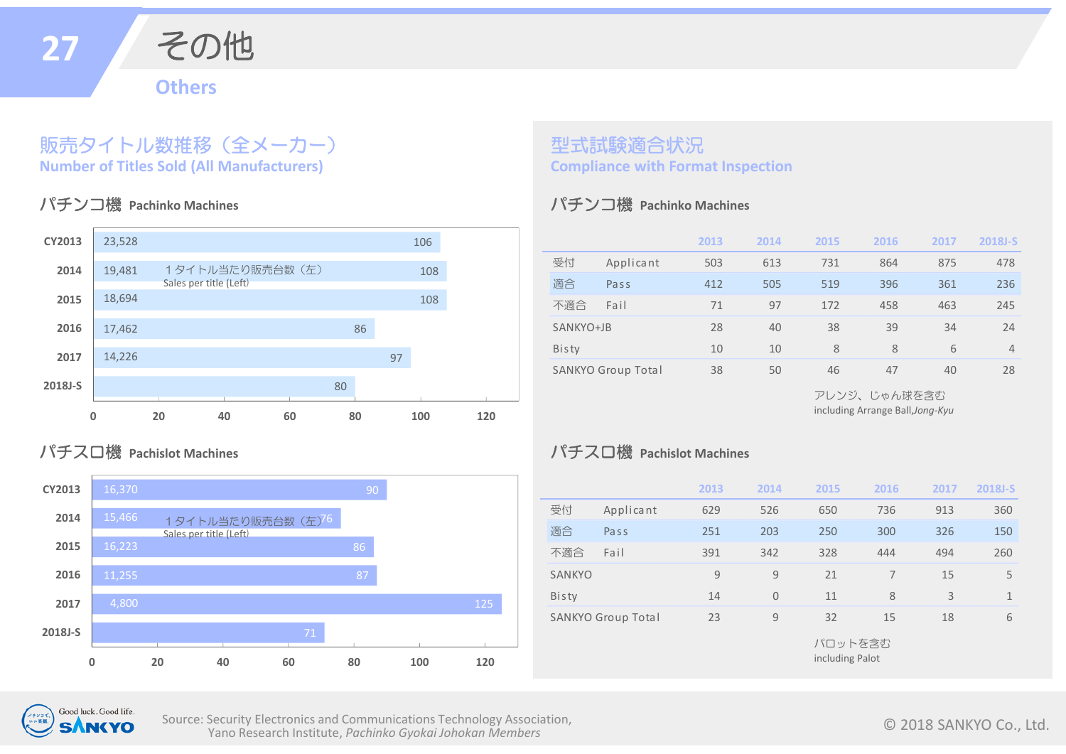# その他

## Others

## 販売タイトル数推移（全メーカー）
## Number of Titles Sold (All Manufacturers)

### パチンコ機 Pachinko Machines

| | Titles | 1タイトル当たり販売台数（左） Sales per title (Left) |
|---|---|---|
| CY2013 | 106 | 23,528 |
| 2014 | 108 | 19,481 |
| 2015 | 108 | 18,694 |
| 2016 | 86 | 17,462 |
| 2017 | 97 | 14,226 |
| 2018J-S | 80 | |

### パチスロ機 Pachislot Machines

| | Titles | 1タイトル当たり販売台数（左） Sales per title (Left) |
|---|---|---|
| CY2013 | 90 | 16,370 |
| 2014 | 76 | 15,466 |
| 2015 | 86 | 16,223 |
| 2016 | 87 | 11,255 |
| 2017 | 125 | 4,800 |
| 2018J-S | 71 | |

## 型式試験適合状況
## Compliance with Format Inspection

### パチンコ機 Pachinko Machines

| | 2013 | 2014 | 2015 | 2016 | 2017 | 2018J-S |
|---|---|---|---|---|---|---|
| 受付 Applicant | 503 | 613 | 731 | 864 | 875 | 478 |
| 適合 Pass | 412 | 505 | 519 | 396 | 361 | 236 |
| 不適合 Fail | 71 | 97 | 172 | 458 | 463 | 245 |
| SANKYO+JB | 28 | 40 | 38 | 39 | 34 | 24 |
| Bisty | 10 | 10 | 8 | 8 | 6 | 4 |
| SANKYO Group Total | 38 | 50 | 46 | 47 | 40 | 28 |

アレンジ、じゃん球を含む
including Arrange Ball,*Jong-Kyu*

### パチスロ機 Pachislot Machines

| | 2013 | 2014 | 2015 | 2016 | 2017 | 2018J-S |
|---|---|---|---|---|---|---|
| 受付 Applicant | 629 | 526 | 650 | 736 | 913 | 360 |
| 適合 Pass | 251 | 203 | 250 | 300 | 326 | 150 |
| 不適合 Fail | 391 | 342 | 328 | 444 | 494 | 260 |
| SANKYO | 9 | 9 | 21 | 7 | 15 | 5 |
| Bisty | 14 | 0 | 11 | 8 | 3 | 1 |
| SANKYO Group Total | 23 | 9 | 32 | 15 | 18 | 6 |

パロットを含む
including Palot

Source: Security Electronics and Communications Technology Association,
Yano Research Institute, *Pachinko Gyokai Johokan Members*

© 2018 SANKYO Co., Ltd.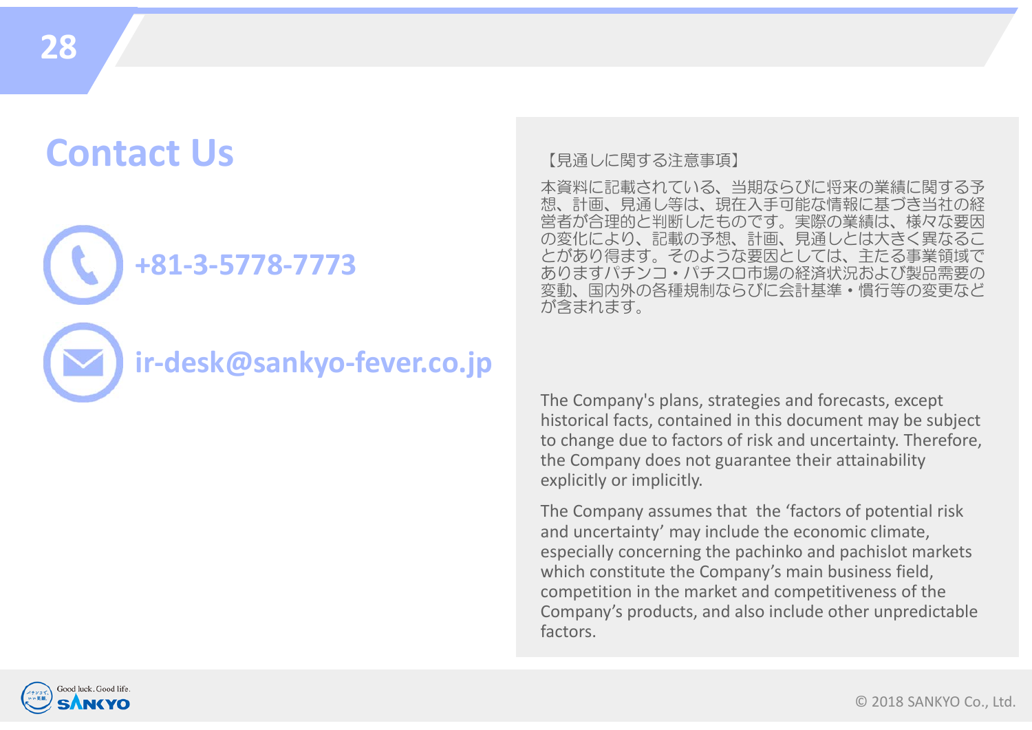# Contact Us

+81-3-5778-7773

ir-desk@sankyo-fever.co.jp

【見通しに関する注意事項】

本資料に記載されている、当期ならびに将来の業績に関する予想、計画、見通し等は、現在入手可能な情報に基づき当社の経営者が合理的と判断したものです。実際の業績は、様々な要因の変化により、記載の予想、計画、見通しとは大きく異なることがあり得ます。そのような要因としては、主たる事業領域でありますパチンコ・パチスロ市場の経済状況および製品需要の変動、国内外の各種規制ならびに会計基準・慣行等の変更などが含まれます。

The Company's plans, strategies and forecasts, except historical facts, contained in this document may be subject to change due to factors of risk and uncertainty. Therefore, the Company does not guarantee their attainability explicitly or implicitly.

The Company assumes that the 'factors of potential risk and uncertainty' may include the economic climate, especially concerning the pachinko and pachislot markets which constitute the Company's main business field, competition in the market and competitiveness of the Company's products, and also include other unpredictable factors.

© 2018 SANKYO Co., Ltd.